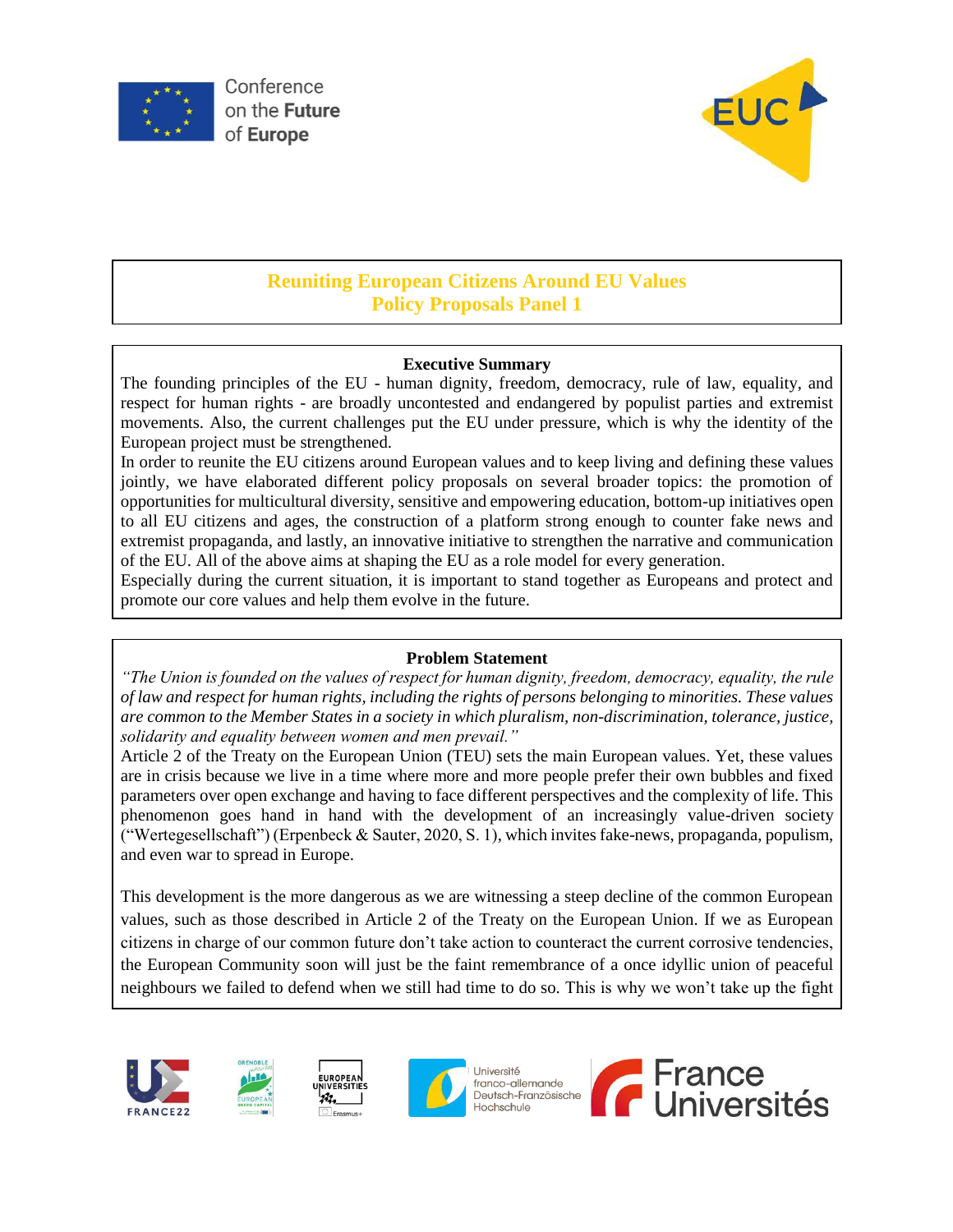Conference on the Future of Europe

# Reuniting European Citizens Around EU Values

## Policy Proposals Panel 1

### Executive Summary

The founding principles of the EU - human dignity, freedom, democracy, rule of law, equality, and respect for human rights - are broadly uncontested and endangered by populist parties and extremist movements. Also, the current challenges put the EU under pressure, which is why the identity of the European project must be strengthened.

In order to reunite the EU citizens around European values and to keep living and defining these values jointly, we have elaborated different policy proposals on several broader topics: the promotion of opportunities for multicultural diversity, sensitive and empowering education, bottom-up initiatives open to all EU citizens and ages, the construction of a platform strong enough to counter fake news and extremist propaganda, and lastly, an innovative initiative to strengthen the narrative and communication of the EU. All of the above aims at shaping the EU as a role model for every generation.

Especially during the current situation, it is important to stand together as Europeans and protect and promote our core values and help them evolve in the future.

### Problem Statement

*"The Union is founded on the values of respect for human dignity, freedom, democracy, equality, the rule of law and respect for human rights, including the rights of persons belonging to minorities. These values are common to the Member States in a society in which pluralism, non-discrimination, tolerance, justice, solidarity and equality between women and men prevail."*

Article 2 of the Treaty on the European Union (TEU) sets the main European values. Yet, these values are in crisis because we live in a time where more and more people prefer their own bubbles and fixed parameters over open exchange and having to face different perspectives and the complexity of life. This phenomenon goes hand in hand with the development of an increasingly value-driven society ("Wertegesellschaft") (Erpenbeck & Sauter, 2020, S. 1), which invites fake-news, propaganda, populism, and even war to spread in Europe.

This development is the more dangerous as we are witnessing a steep decline of the common European values, such as those described in Article 2 of the Treaty on the European Union. If we as European citizens in charge of our common future don't take action to counteract the current corrosive tendencies, the European Community soon will just be the faint remembrance of a once idyllic union of peaceful neighbours we failed to defend when we still had time to do so. This is why we won't take up the fight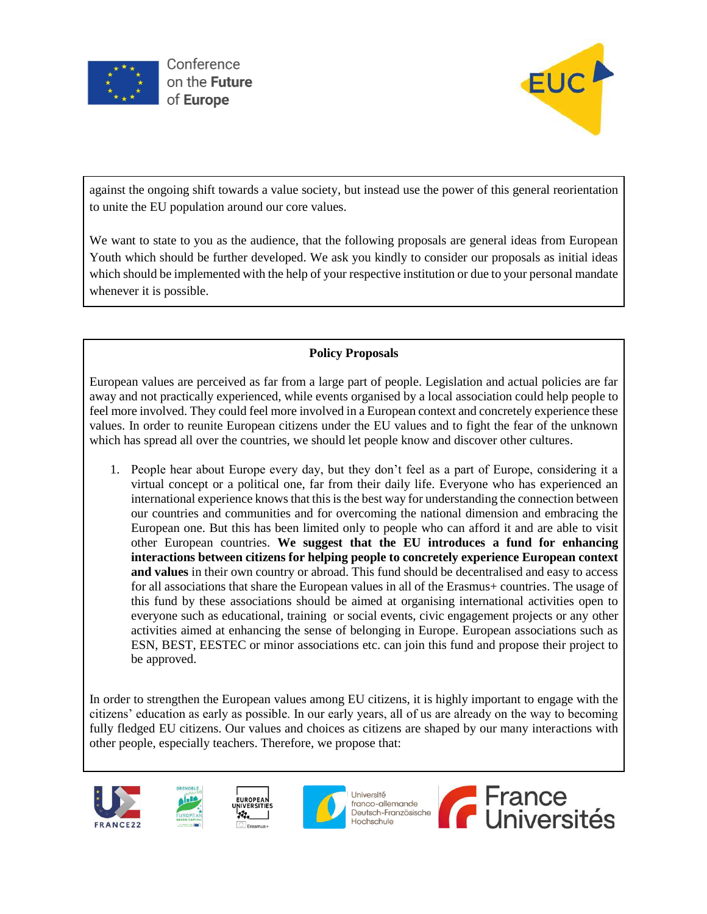against the ongoing shift towards a value society, but instead use the power of this general reorientation to unite the EU population around our core values.

We want to state to you as the audience, that the following proposals are general ideas from European Youth which should be further developed. We ask you kindly to consider our proposals as initial ideas which should be implemented with the help of your respective institution or due to your personal mandate whenever it is possible.

**Policy Proposals**

European values are perceived as far from a large part of people. Legislation and actual policies are far away and not practically experienced, while events organised by a local association could help people to feel more involved. They could feel more involved in a European context and concretely experience these values. In order to reunite European citizens under the EU values and to fight the fear of the unknown which has spread all over the countries, we should let people know and discover other cultures.

1. People hear about Europe every day, but they don't feel as a part of Europe, considering it a virtual concept or a political one, far from their daily life. Everyone who has experienced an international experience knows that this is the best way for understanding the connection between our countries and communities and for overcoming the national dimension and embracing the European one. But this has been limited only to people who can afford it and are able to visit other European countries. **We suggest that the EU introduces a fund for enhancing interactions between citizens for helping people to concretely experience European context and values** in their own country or abroad. This fund should be decentralised and easy to access for all associations that share the European values in all of the Erasmus+ countries. The usage of this fund by these associations should be aimed at organising international activities open to everyone such as educational, training or social events, civic engagement projects or any other activities aimed at enhancing the sense of belonging in Europe. European associations such as ESN, BEST, EESTEC or minor associations etc. can join this fund and propose their project to be approved.

In order to strengthen the European values among EU citizens, it is highly important to engage with the citizens' education as early as possible. In our early years, all of us are already on the way to becoming fully fledged EU citizens. Our values and choices as citizens are shaped by our many interactions with other people, especially teachers. Therefore, we propose that: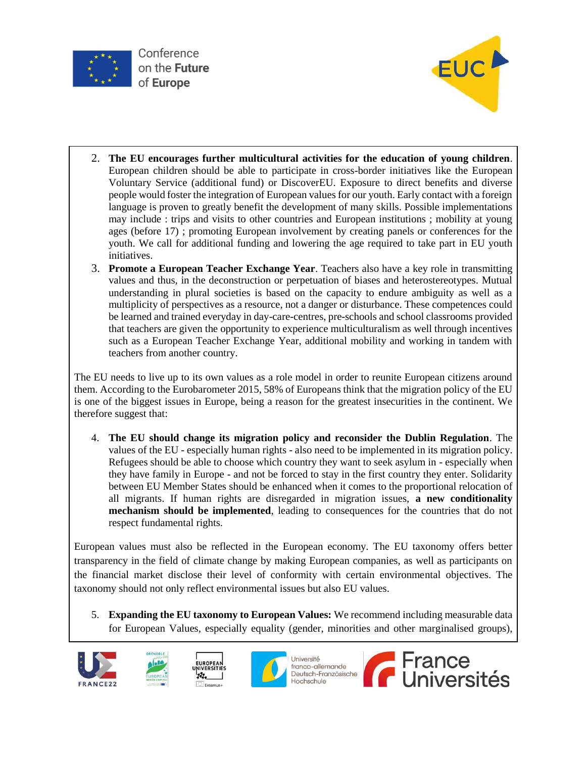2. **The EU encourages further multicultural activities for the education of young children**. European children should be able to participate in cross-border initiatives like the European Voluntary Service (additional fund) or DiscoverEU. Exposure to direct benefits and diverse people would foster the integration of European values for our youth. Early contact with a foreign language is proven to greatly benefit the development of many skills. Possible implementations may include : trips and visits to other countries and European institutions ; mobility at young ages (before 17) ; promoting European involvement by creating panels or conferences for the youth. We call for additional funding and lowering the age required to take part in EU youth initiatives.
3. **Promote a European Teacher Exchange Year**. Teachers also have a key role in transmitting values and thus, in the deconstruction or perpetuation of biases and heterostereotypes. Mutual understanding in plural societies is based on the capacity to endure ambiguity as well as a multiplicity of perspectives as a resource, not a danger or disturbance. These competences could be learned and trained everyday in day-care-centres, pre-schools and school classrooms provided that teachers are given the opportunity to experience multiculturalism as well through incentives such as a European Teacher Exchange Year, additional mobility and working in tandem with teachers from another country.

The EU needs to live up to its own values as a role model in order to reunite European citizens around them. According to the Eurobarometer 2015, 58% of Europeans think that the migration policy of the EU is one of the biggest issues in Europe, being a reason for the greatest insecurities in the continent. We therefore suggest that:

4. **The EU should change its migration policy and reconsider the Dublin Regulation**. The values of the EU - especially human rights - also need to be implemented in its migration policy. Refugees should be able to choose which country they want to seek asylum in - especially when they have family in Europe - and not be forced to stay in the first country they enter. Solidarity between EU Member States should be enhanced when it comes to the proportional relocation of all migrants. If human rights are disregarded in migration issues, **a new conditionality mechanism should be implemented**, leading to consequences for the countries that do not respect fundamental rights.

European values must also be reflected in the European economy. The EU taxonomy offers better transparency in the field of climate change by making European companies, as well as participants on the financial market disclose their level of conformity with certain environmental objectives. The taxonomy should not only reflect environmental issues but also EU values.

5. **Expanding the EU taxonomy to European Values:** We recommend including measurable data for European Values, especially equality (gender, minorities and other marginalised groups),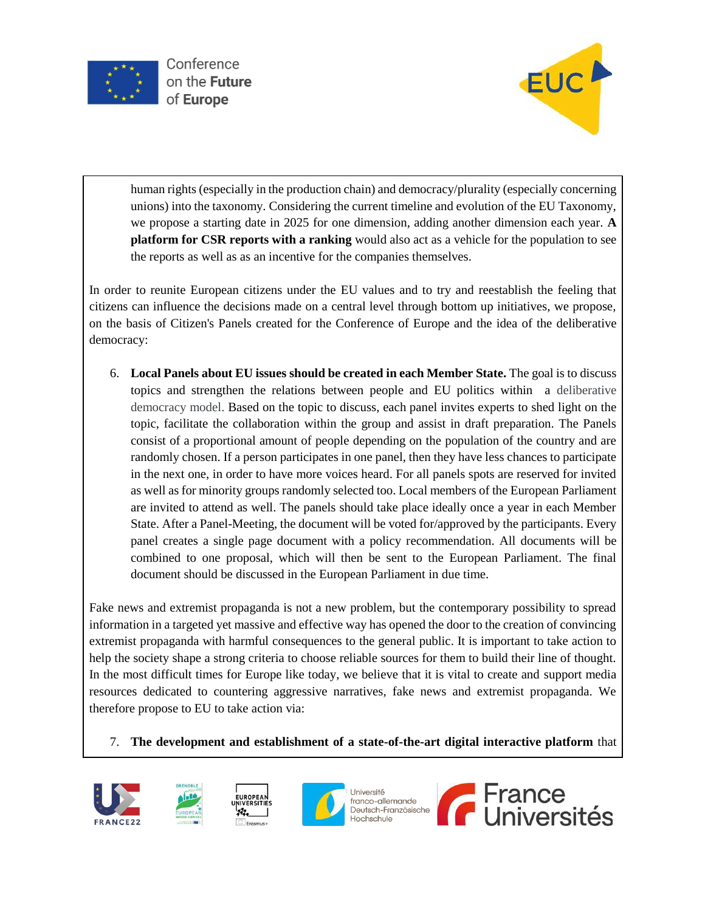human rights (especially in the production chain) and democracy/plurality (especially concerning unions) into the taxonomy. Considering the current timeline and evolution of the EU Taxonomy, we propose a starting date in 2025 for one dimension, adding another dimension each year. **A platform for CSR reports with a ranking** would also act as a vehicle for the population to see the reports as well as as an incentive for the companies themselves.

In order to reunite European citizens under the EU values and to try and reestablish the feeling that citizens can influence the decisions made on a central level through bottom up initiatives, we propose, on the basis of Citizen's Panels created for the Conference of Europe and the idea of the deliberative democracy:

6. **Local Panels about EU issues should be created in each Member State.** The goal is to discuss topics and strengthen the relations between people and EU politics within a deliberative democracy model. Based on the topic to discuss, each panel invites experts to shed light on the topic, facilitate the collaboration within the group and assist in draft preparation. The Panels consist of a proportional amount of people depending on the population of the country and are randomly chosen. If a person participates in one panel, then they have less chances to participate in the next one, in order to have more voices heard. For all panels spots are reserved for invited as well as for minority groups randomly selected too. Local members of the European Parliament are invited to attend as well. The panels should take place ideally once a year in each Member State. After a Panel-Meeting, the document will be voted for/approved by the participants. Every panel creates a single page document with a policy recommendation. All documents will be combined to one proposal, which will then be sent to the European Parliament. The final document should be discussed in the European Parliament in due time.

Fake news and extremist propaganda is not a new problem, but the contemporary possibility to spread information in a targeted yet massive and effective way has opened the door to the creation of convincing extremist propaganda with harmful consequences to the general public. It is important to take action to help the society shape a strong criteria to choose reliable sources for them to build their line of thought. In the most difficult times for Europe like today, we believe that it is vital to create and support media resources dedicated to countering aggressive narratives, fake news and extremist propaganda. We therefore propose to EU to take action via:

7. **The development and establishment of a state-of-the-art digital interactive platform** that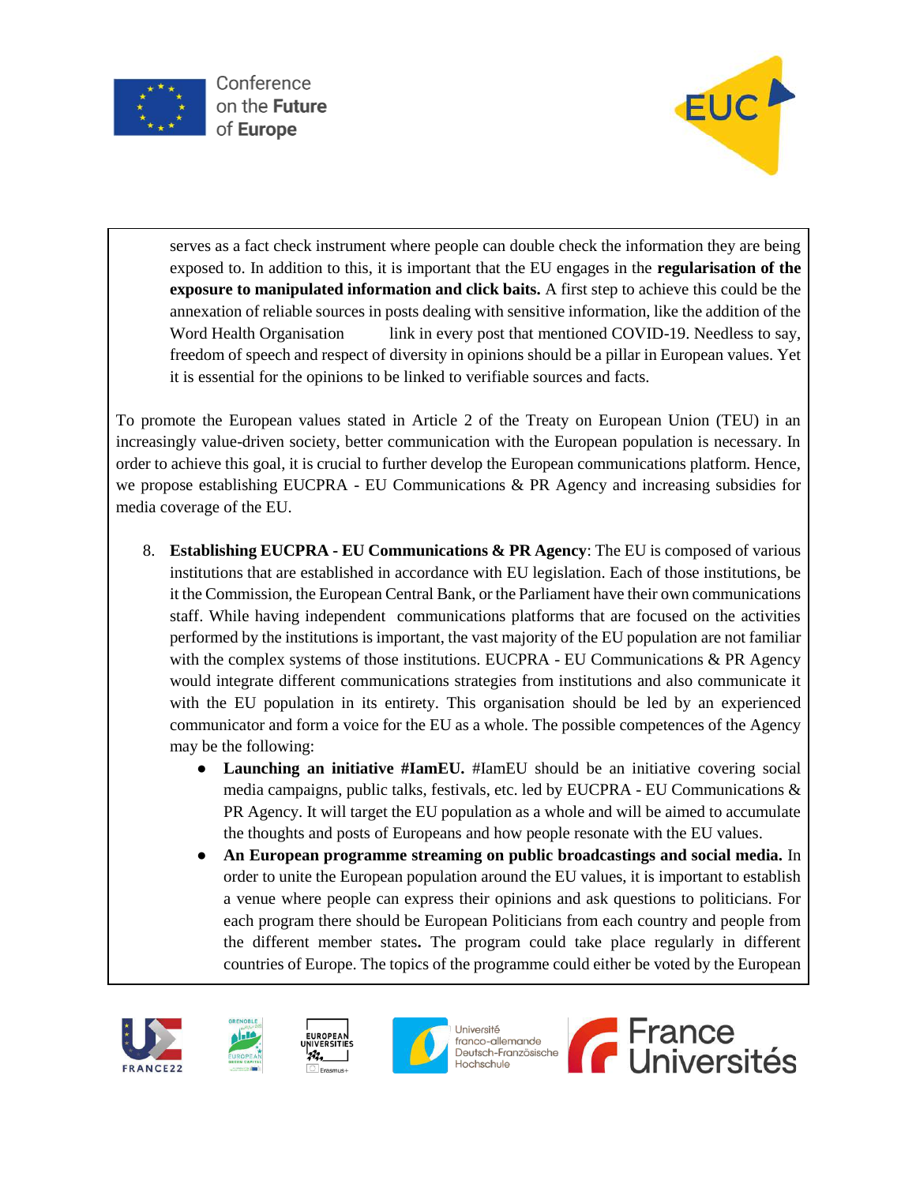serves as a fact check instrument where people can double check the information they are being exposed to. In addition to this, it is important that the EU engages in the **regularisation of the exposure to manipulated information and click baits.** A first step to achieve this could be the annexation of reliable sources in posts dealing with sensitive information, like the addition of the Word Health Organisation link in every post that mentioned COVID-19. Needless to say, freedom of speech and respect of diversity in opinions should be a pillar in European values. Yet it is essential for the opinions to be linked to verifiable sources and facts.

To promote the European values stated in Article 2 of the Treaty on European Union (TEU) in an increasingly value-driven society, better communication with the European population is necessary. In order to achieve this goal, it is crucial to further develop the European communications platform. Hence, we propose establishing EUCPRA - EU Communications & PR Agency and increasing subsidies for media coverage of the EU.

8. **Establishing EUCPRA - EU Communications & PR Agency**: The EU is composed of various institutions that are established in accordance with EU legislation. Each of those institutions, be it the Commission, the European Central Bank, or the Parliament have their own communications staff. While having independent communications platforms that are focused on the activities performed by the institutions is important, the vast majority of the EU population are not familiar with the complex systems of those institutions. EUCPRA - EU Communications & PR Agency would integrate different communications strategies from institutions and also communicate it with the EU population in its entirety. This organisation should be led by an experienced communicator and form a voice for the EU as a whole. The possible competences of the Agency may be the following:
   - **Launching an initiative #IamEU.** #IamEU should be an initiative covering social media campaigns, public talks, festivals, etc. led by EUCPRA - EU Communications & PR Agency. It will target the EU population as a whole and will be aimed to accumulate the thoughts and posts of Europeans and how people resonate with the EU values.
   - **An European programme streaming on public broadcastings and social media.** In order to unite the European population around the EU values, it is important to establish a venue where people can express their opinions and ask questions to politicians. For each program there should be European Politicians from each country and people from the different member states**.** The program could take place regularly in different countries of Europe. The topics of the programme could either be voted by the European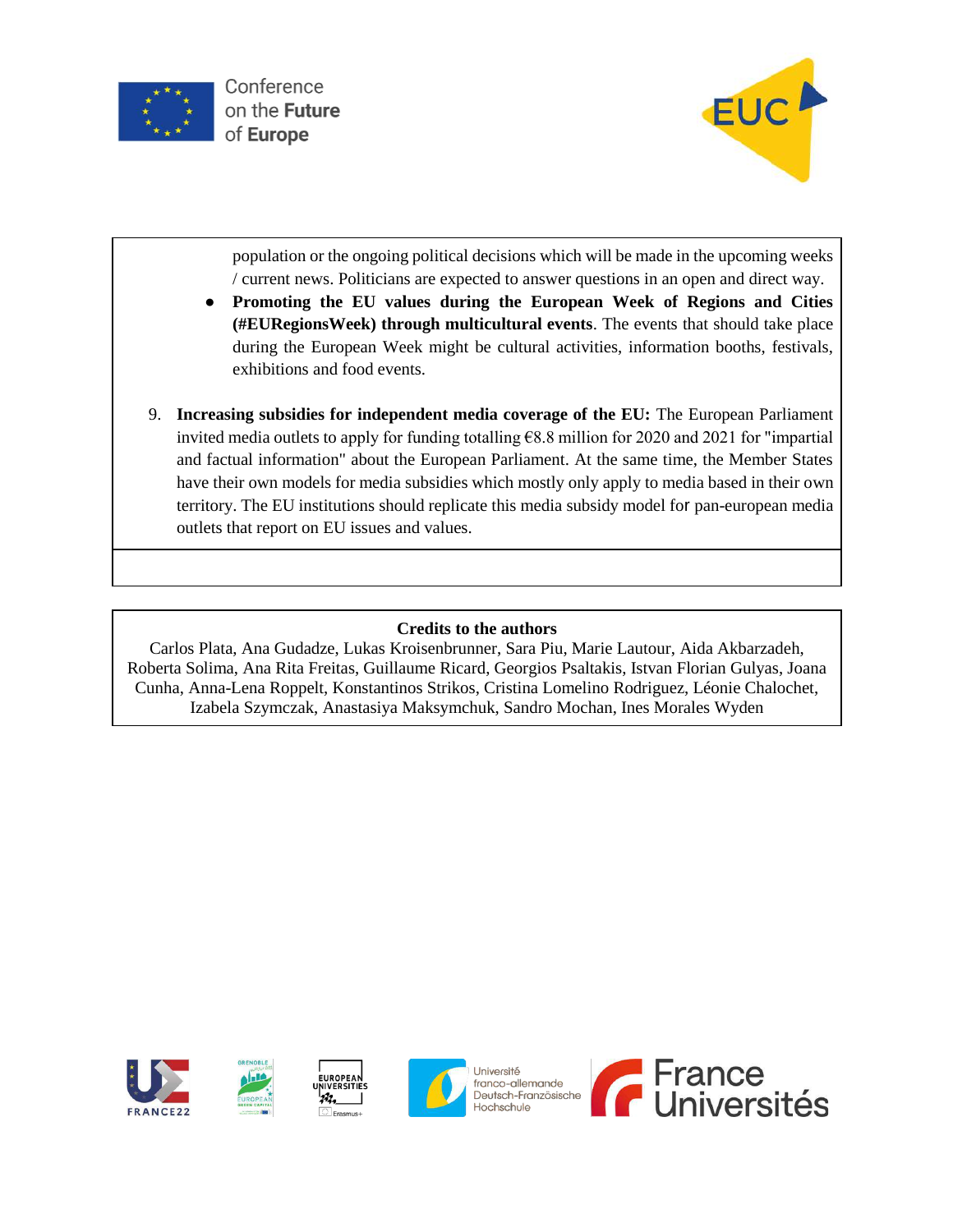population or the ongoing political decisions which will be made in the upcoming weeks / current news. Politicians are expected to answer questions in an open and direct way.

- **Promoting the EU values during the European Week of Regions and Cities (#EURegionsWeek) through multicultural events**. The events that should take place during the European Week might be cultural activities, information booths, festivals, exhibitions and food events.

9. **Increasing subsidies for independent media coverage of the EU:** The European Parliament invited media outlets to apply for funding totalling €8.8 million for 2020 and 2021 for "impartial and factual information" about the European Parliament. At the same time, the Member States have their own models for media subsidies which mostly only apply to media based in their own territory. The EU institutions should replicate this media subsidy model for pan-european media outlets that report on EU issues and values.

**Credits to the authors**

Carlos Plata, Ana Gudadze, Lukas Kroisenbrunner, Sara Piu, Marie Lautour, Aida Akbarzadeh, Roberta Solima, Ana Rita Freitas, Guillaume Ricard, Georgios Psaltakis, Istvan Florian Gulyas, Joana Cunha, Anna-Lena Roppelt, Konstantinos Strikos, Cristina Lomelino Rodriguez, Léonie Chalochet, Izabela Szymczak, Anastasiya Maksymchuk, Sandro Mochan, Ines Morales Wyden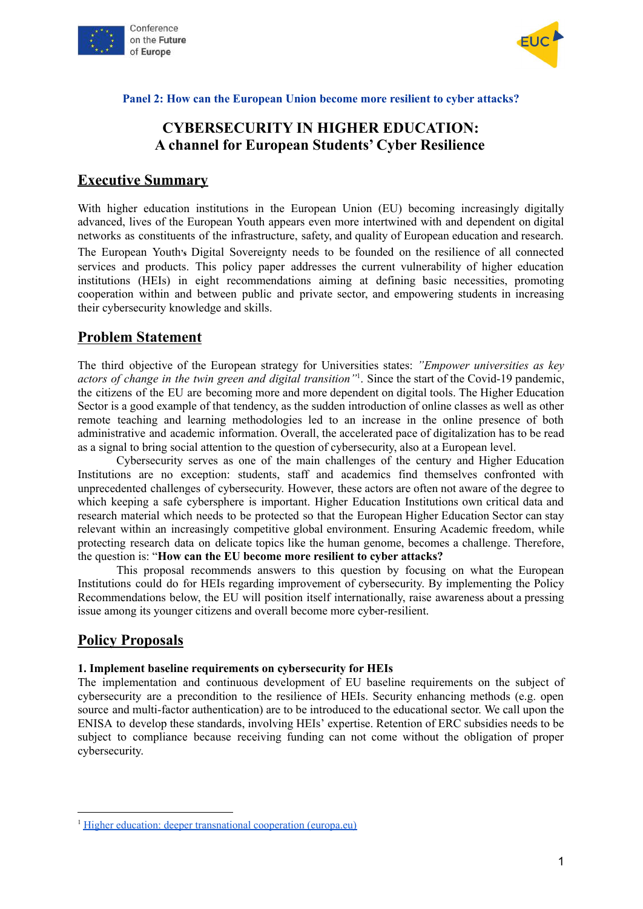**Panel 2: How can the European Union become more resilient to cyber attacks?**

# CYBERSECURITY IN HIGHER EDUCATION: A channel for European Students' Cyber Resilience

## Executive Summary

With higher education institutions in the European Union (EU) becoming increasingly digitally advanced, lives of the European Youth appears even more intertwined with and dependent on digital networks as constituents of the infrastructure, safety, and quality of European education and research. The European Youth's Digital Sovereignty needs to be founded on the resilience of all connected services and products. This policy paper addresses the current vulnerability of higher education institutions (HEIs) in eight recommendations aiming at defining basic necessities, promoting cooperation within and between public and private sector, and empowering students in increasing their cybersecurity knowledge and skills.

## Problem Statement

The third objective of the European strategy for Universities states: *"Empower universities as key actors of change in the twin green and digital transition"*[1]. Since the start of the Covid-19 pandemic, the citizens of the EU are becoming more and more dependent on digital tools. The Higher Education Sector is a good example of that tendency, as the sudden introduction of online classes as well as other remote teaching and learning methodologies led to an increase in the online presence of both administrative and academic information. Overall, the accelerated pace of digitalization has to be read as a signal to bring social attention to the question of cybersecurity, also at a European level.

Cybersecurity serves as one of the main challenges of the century and Higher Education Institutions are no exception: students, staff and academics find themselves confronted with unprecedented challenges of cybersecurity. However, these actors are often not aware of the degree to which keeping a safe cybersphere is important. Higher Education Institutions own critical data and research material which needs to be protected so that the European Higher Education Sector can stay relevant within an increasingly competitive global environment. Ensuring Academic freedom, while protecting research data on delicate topics like the human genome, becomes a challenge. Therefore, the question is: "**How can the EU become more resilient to cyber attacks?**

This proposal recommends answers to this question by focusing on what the European Institutions could do for HEIs regarding improvement of cybersecurity. By implementing the Policy Recommendations below, the EU will position itself internationally, raise awareness about a pressing issue among its younger citizens and overall become more cyber-resilient.

## Policy Proposals

**1. Implement baseline requirements on cybersecurity for HEIs**

The implementation and continuous development of EU baseline requirements on the subject of cybersecurity are a precondition to the resilience of HEIs. Security enhancing methods (e.g. open source and multi-factor authentication) are to be introduced to the educational sector. We call upon the ENISA to develop these standards, involving HEIs' expertise. Retention of ERC subsidies needs to be subject to compliance because receiving funding can not come without the obligation of proper cybersecurity.

---

[1] Higher education: deeper transnational cooperation (europa.eu)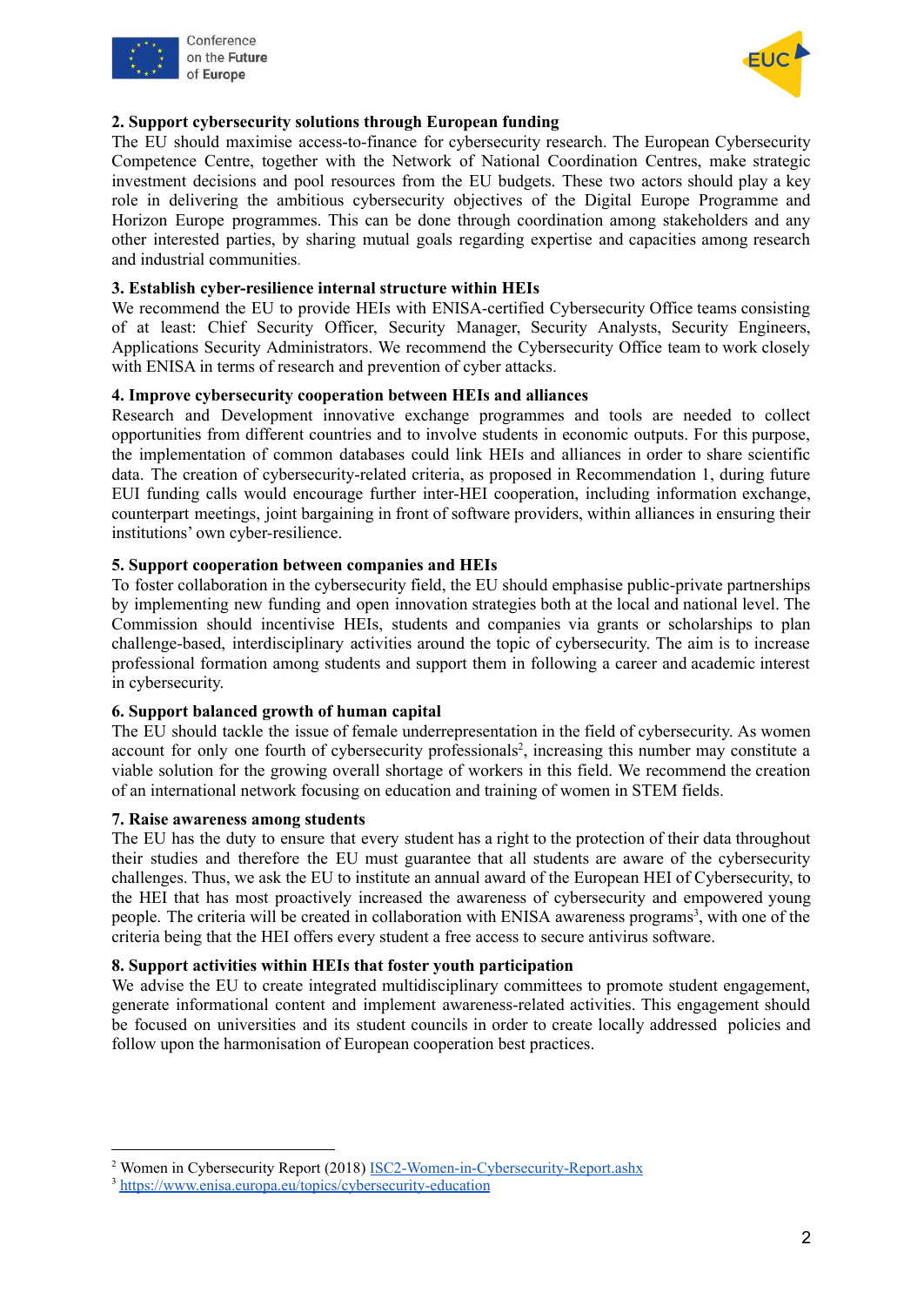**2. Support cybersecurity solutions through European funding**

The EU should maximise access-to-finance for cybersecurity research. The European Cybersecurity Competence Centre, together with the Network of National Coordination Centres, make strategic investment decisions and pool resources from the EU budgets. These two actors should play a key role in delivering the ambitious cybersecurity objectives of the Digital Europe Programme and Horizon Europe programmes. This can be done through coordination among stakeholders and any other interested parties, by sharing mutual goals regarding expertise and capacities among research and industrial communities.

**3. Establish cyber-resilience internal structure within HEIs**

We recommend the EU to provide HEIs with ENISA-certified Cybersecurity Office teams consisting of at least: Chief Security Officer, Security Manager, Security Analysts, Security Engineers, Applications Security Administrators. We recommend the Cybersecurity Office team to work closely with ENISA in terms of research and prevention of cyber attacks.

**4. Improve cybersecurity cooperation between HEIs and alliances**

Research and Development innovative exchange programmes and tools are needed to collect opportunities from different countries and to involve students in economic outputs. For this purpose, the implementation of common databases could link HEIs and alliances in order to share scientific data. The creation of cybersecurity-related criteria, as proposed in Recommendation 1, during future EUI funding calls would encourage further inter-HEI cooperation, including information exchange, counterpart meetings, joint bargaining in front of software providers, within alliances in ensuring their institutions' own cyber-resilience.

**5. Support cooperation between companies and HEIs**

To foster collaboration in the cybersecurity field, the EU should emphasise public-private partnerships by implementing new funding and open innovation strategies both at the local and national level. The Commission should incentivise HEIs, students and companies via grants or scholarships to plan challenge-based, interdisciplinary activities around the topic of cybersecurity. The aim is to increase professional formation among students and support them in following a career and academic interest in cybersecurity.

**6. Support balanced growth of human capital**

The EU should tackle the issue of female underrepresentation in the field of cybersecurity. As women account for only one fourth of cybersecurity professionals[2], increasing this number may constitute a viable solution for the growing overall shortage of workers in this field. We recommend the creation of an international network focusing on education and training of women in STEM fields.

**7. Raise awareness among students**

The EU has the duty to ensure that every student has a right to the protection of their data throughout their studies and therefore the EU must guarantee that all students are aware of the cybersecurity challenges. Thus, we ask the EU to institute an annual award of the European HEI of Cybersecurity, to the HEI that has most proactively increased the awareness of cybersecurity and empowered young people. The criteria will be created in collaboration with ENISA awareness programs[3], with one of the criteria being that the HEI offers every student a free access to secure antivirus software.

**8. Support activities within HEIs that foster youth participation**

We advise the EU to create integrated multidisciplinary committees to promote student engagement, generate informational content and implement awareness-related activities. This engagement should be focused on universities and its student councils in order to create locally addressed policies and follow upon the harmonisation of European cooperation best practices.

---

[2] Women in Cybersecurity Report (2018) ISC2-Women-in-Cybersecurity-Report.ashx

[3] https://www.enisa.europa.eu/topics/cybersecurity-education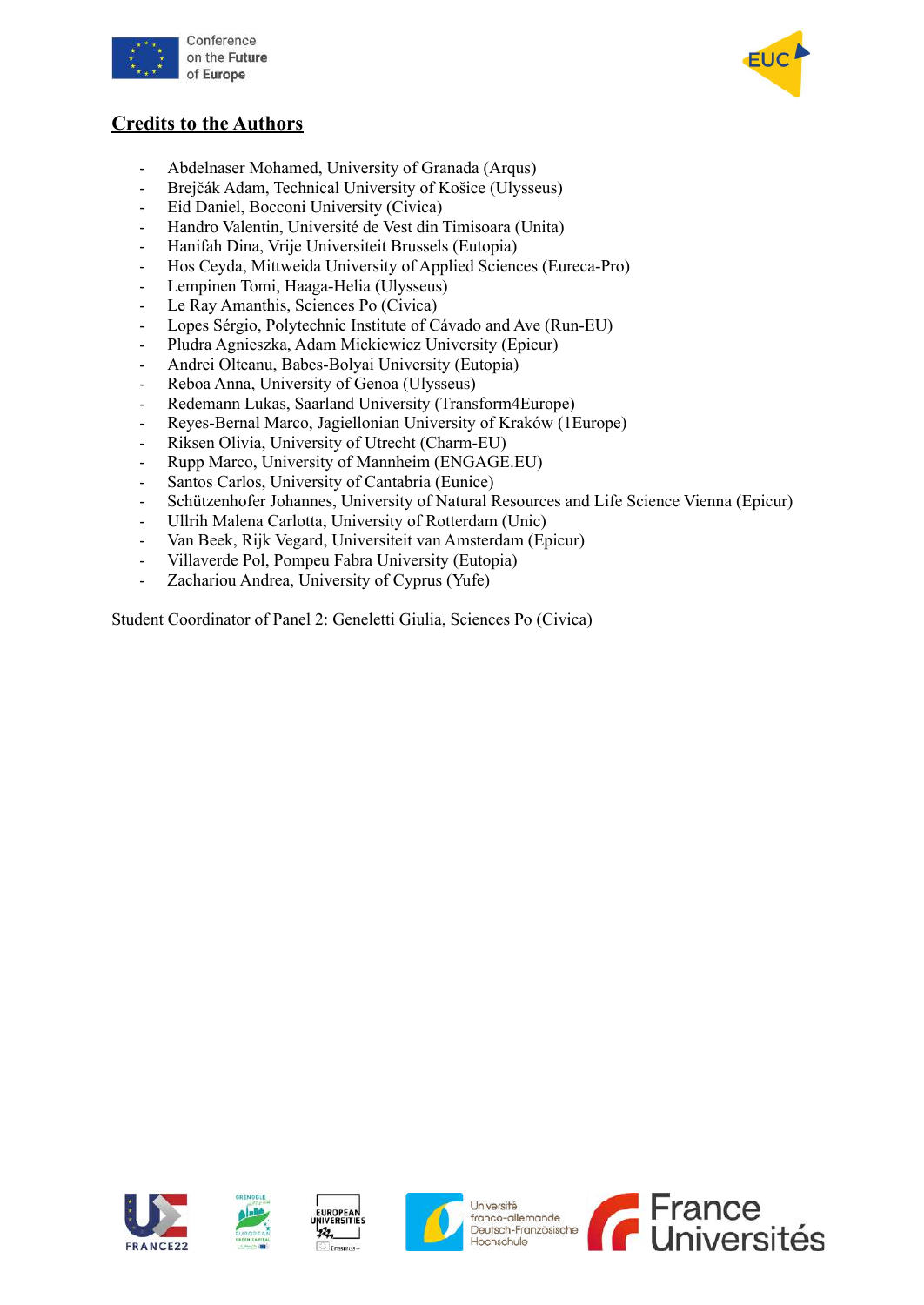## Credits to the Authors

- Abdelnaser Mohamed, University of Granada (Arqus)
- Brejčák Adam, Technical University of Košice (Ulysseus)
- Eid Daniel, Bocconi University (Civica)
- Handro Valentin, Université de Vest din Timisoara (Unita)
- Hanifah Dina, Vrije Universiteit Brussels (Eutopia)
- Hos Ceyda, Mittweida University of Applied Sciences (Eureca-Pro)
- Lempinen Tomi, Haaga-Helia (Ulysseus)
- Le Ray Amanthis, Sciences Po (Civica)
- Lopes Sérgio, Polytechnic Institute of Cávado and Ave (Run-EU)
- Pludra Agnieszka, Adam Mickiewicz University (Epicur)
- Andrei Olteanu, Babes-Bolyai University (Eutopia)
- Reboa Anna, University of Genoa (Ulysseus)
- Redemann Lukas, Saarland University (Transform4Europe)
- Reyes-Bernal Marco, Jagiellonian University of Kraków (1Europe)
- Riksen Olivia, University of Utrecht (Charm-EU)
- Rupp Marco, University of Mannheim (ENGAGE.EU)
- Santos Carlos, University of Cantabria (Eunice)
- Schützenhofer Johannes, University of Natural Resources and Life Science Vienna (Epicur)
- Ullrih Malena Carlotta, University of Rotterdam (Unic)
- Van Beek, Rijk Vegard, Universiteit van Amsterdam (Epicur)
- Villaverde Pol, Pompeu Fabra University (Eutopia)
- Zachariou Andrea, University of Cyprus (Yufe)

Student Coordinator of Panel 2: Geneletti Giulia, Sciences Po (Civica)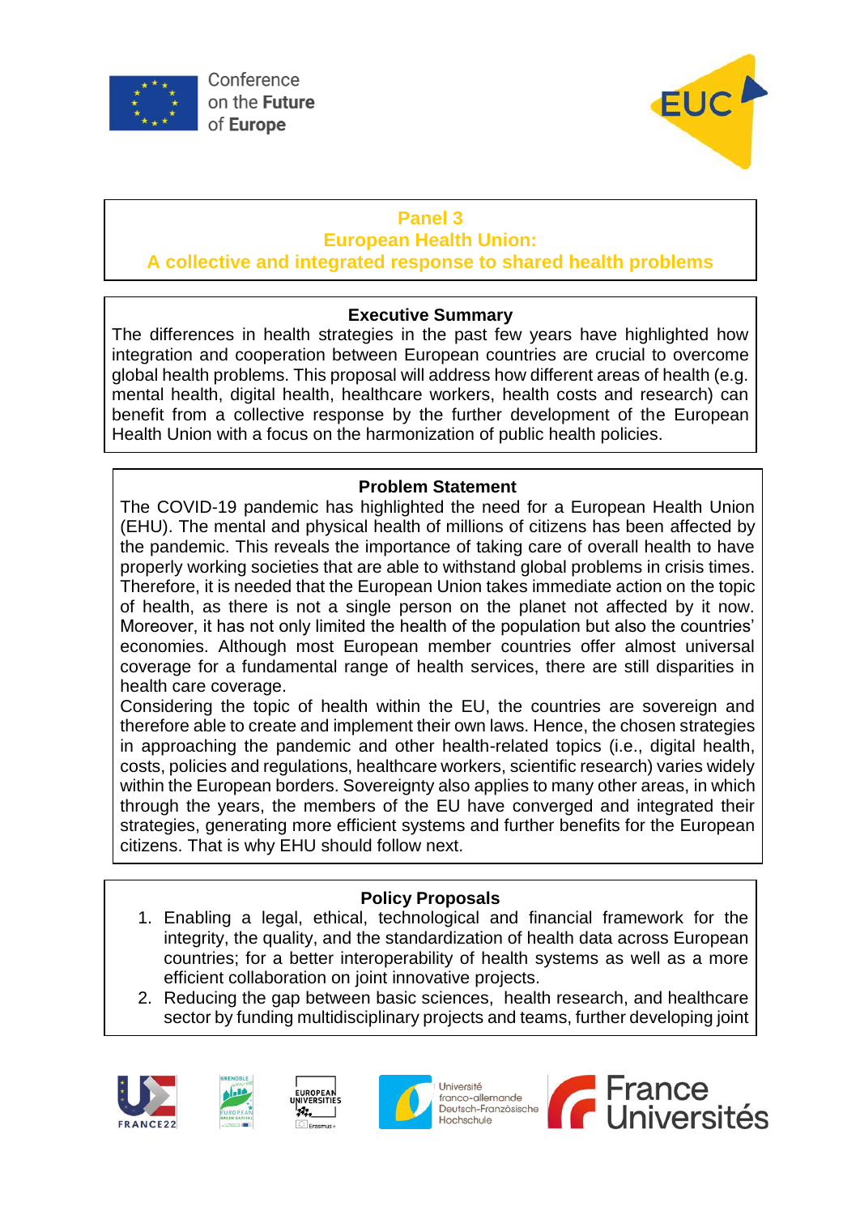## Panel 3
## European Health Union:
## A collective and integrated response to shared health problems

### Executive Summary

The differences in health strategies in the past few years have highlighted how integration and cooperation between European countries are crucial to overcome global health problems. This proposal will address how different areas of health (e.g. mental health, digital health, healthcare workers, health costs and research) can benefit from a collective response by the further development of the European Health Union with a focus on the harmonization of public health policies.

### Problem Statement

The COVID-19 pandemic has highlighted the need for a European Health Union (EHU). The mental and physical health of millions of citizens has been affected by the pandemic. This reveals the importance of taking care of overall health to have properly working societies that are able to withstand global problems in crisis times. Therefore, it is needed that the European Union takes immediate action on the topic of health, as there is not a single person on the planet not affected by it now. Moreover, it has not only limited the health of the population but also the countries' economies. Although most European member countries offer almost universal coverage for a fundamental range of health services, there are still disparities in health care coverage.

Considering the topic of health within the EU, the countries are sovereign and therefore able to create and implement their own laws. Hence, the chosen strategies in approaching the pandemic and other health-related topics (i.e., digital health, costs, policies and regulations, healthcare workers, scientific research) varies widely within the European borders. Sovereignty also applies to many other areas, in which through the years, the members of the EU have converged and integrated their strategies, generating more efficient systems and further benefits for the European citizens. That is why EHU should follow next.

### Policy Proposals

1. Enabling a legal, ethical, technological and financial framework for the integrity, the quality, and the standardization of health data across European countries; for a better interoperability of health systems as well as a more efficient collaboration on joint innovative projects.
2. Reducing the gap between basic sciences, health research, and healthcare sector by funding multidisciplinary projects and teams, further developing joint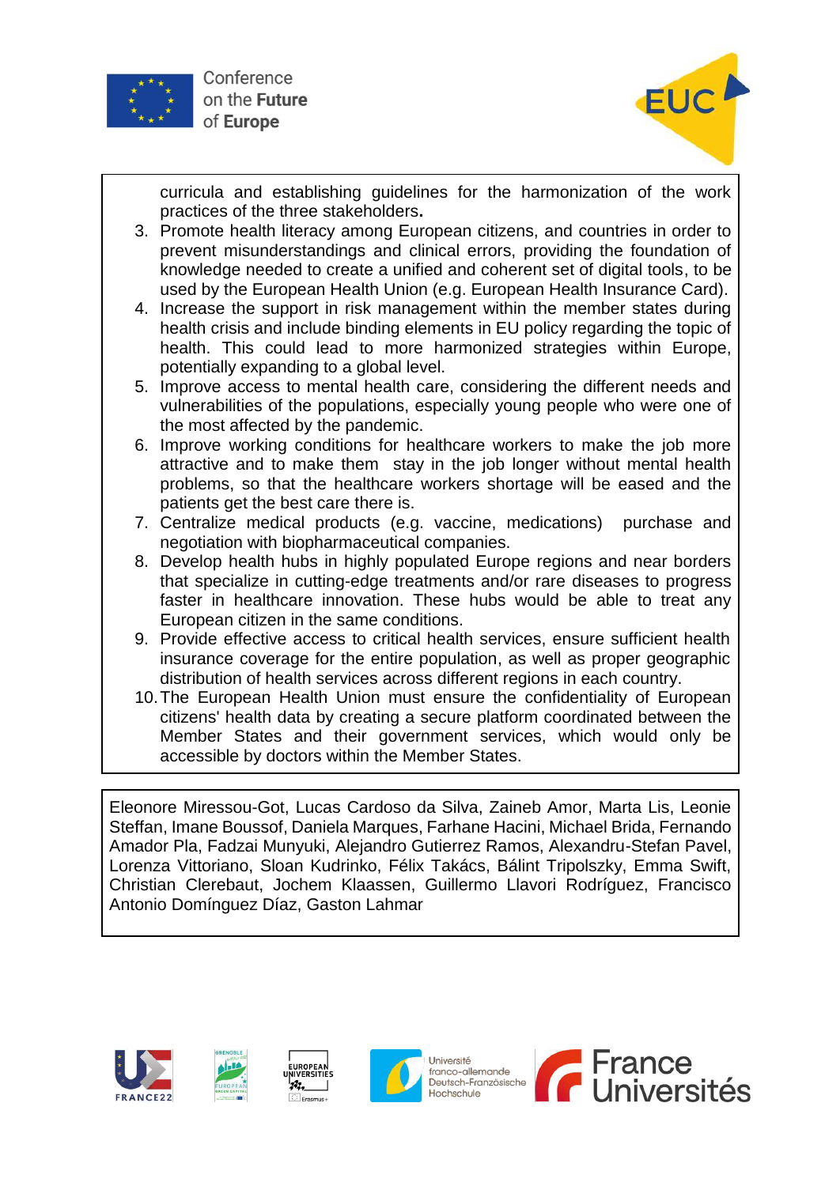curricula and establishing guidelines for the harmonization of the work practices of the three stakeholders.

3. Promote health literacy among European citizens, and countries in order to prevent misunderstandings and clinical errors, providing the foundation of knowledge needed to create a unified and coherent set of digital tools, to be used by the European Health Union (e.g. European Health Insurance Card).
4. Increase the support in risk management within the member states during health crisis and include binding elements in EU policy regarding the topic of health. This could lead to more harmonized strategies within Europe, potentially expanding to a global level.
5. Improve access to mental health care, considering the different needs and vulnerabilities of the populations, especially young people who were one of the most affected by the pandemic.
6. Improve working conditions for healthcare workers to make the job more attractive and to make them stay in the job longer without mental health problems, so that the healthcare workers shortage will be eased and the patients get the best care there is.
7. Centralize medical products (e.g. vaccine, medications) purchase and negotiation with biopharmaceutical companies.
8. Develop health hubs in highly populated Europe regions and near borders that specialize in cutting-edge treatments and/or rare diseases to progress faster in healthcare innovation. These hubs would be able to treat any European citizen in the same conditions.
9. Provide effective access to critical health services, ensure sufficient health insurance coverage for the entire population, as well as proper geographic distribution of health services across different regions in each country.
10. The European Health Union must ensure the confidentiality of European citizens' health data by creating a secure platform coordinated between the Member States and their government services, which would only be accessible by doctors within the Member States.

Eleonore Miressou-Got, Lucas Cardoso da Silva, Zaineb Amor, Marta Lis, Leonie Steffan, Imane Boussof, Daniela Marques, Farhane Hacini, Michael Brida, Fernando Amador Pla, Fadzai Munyuki, Alejandro Gutierrez Ramos, Alexandru-Stefan Pavel, Lorenza Vittoriano, Sloan Kudrinko, Félix Takács, Bálint Tripolszky, Emma Swift, Christian Clerebaut, Jochem Klaassen, Guillermo Llavori Rodríguez, Francisco Antonio Domínguez Díaz, Gaston Lahmar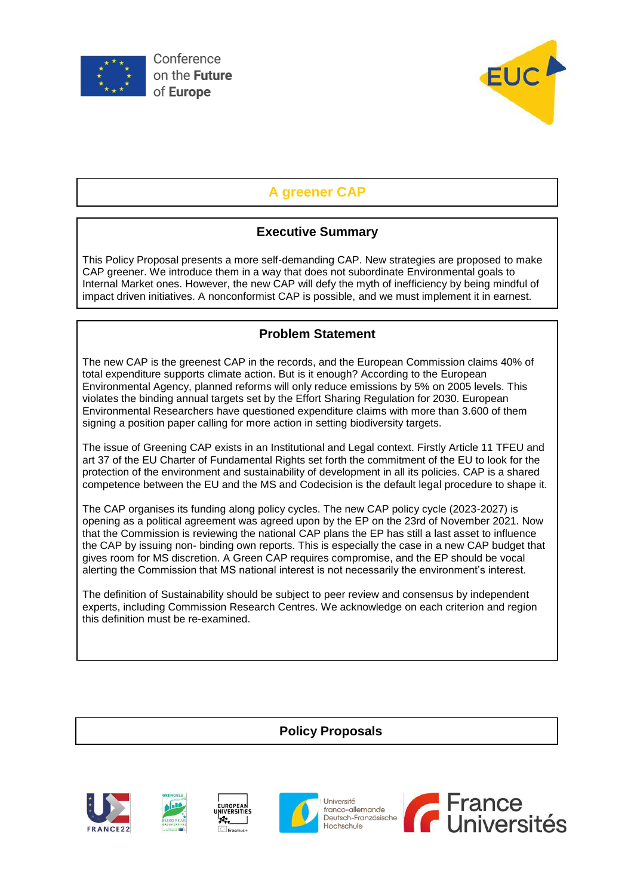# A greener CAP

## Executive Summary

This Policy Proposal presents a more self-demanding CAP. New strategies are proposed to make CAP greener. We introduce them in a way that does not subordinate Environmental goals to Internal Market ones. However, the new CAP will defy the myth of inefficiency by being mindful of impact driven initiatives. A nonconformist CAP is possible, and we must implement it in earnest.

## Problem Statement

The new CAP is the greenest CAP in the records, and the European Commission claims 40% of total expenditure supports climate action. But is it enough? According to the European Environmental Agency, planned reforms will only reduce emissions by 5% on 2005 levels. This violates the binding annual targets set by the Effort Sharing Regulation for 2030. European Environmental Researchers have questioned expenditure claims with more than 3.600 of them signing a position paper calling for more action in setting biodiversity targets.

The issue of Greening CAP exists in an Institutional and Legal context. Firstly Article 11 TFEU and art 37 of the EU Charter of Fundamental Rights set forth the commitment of the EU to look for the protection of the environment and sustainability of development in all its policies. CAP is a shared competence between the EU and the MS and Codecision is the default legal procedure to shape it.

The CAP organises its funding along policy cycles. The new CAP policy cycle (2023-2027) is opening as a political agreement was agreed upon by the EP on the 23rd of November 2021. Now that the Commission is reviewing the national CAP plans the EP has still a last asset to influence the CAP by issuing non- binding own reports. This is especially the case in a new CAP budget that gives room for MS discretion. A Green CAP requires compromise, and the EP should be vocal alerting the Commission that MS national interest is not necessarily the environment's interest.

The definition of Sustainability should be subject to peer review and consensus by independent experts, including Commission Research Centres. We acknowledge on each criterion and region this definition must be re-examined.

## Policy Proposals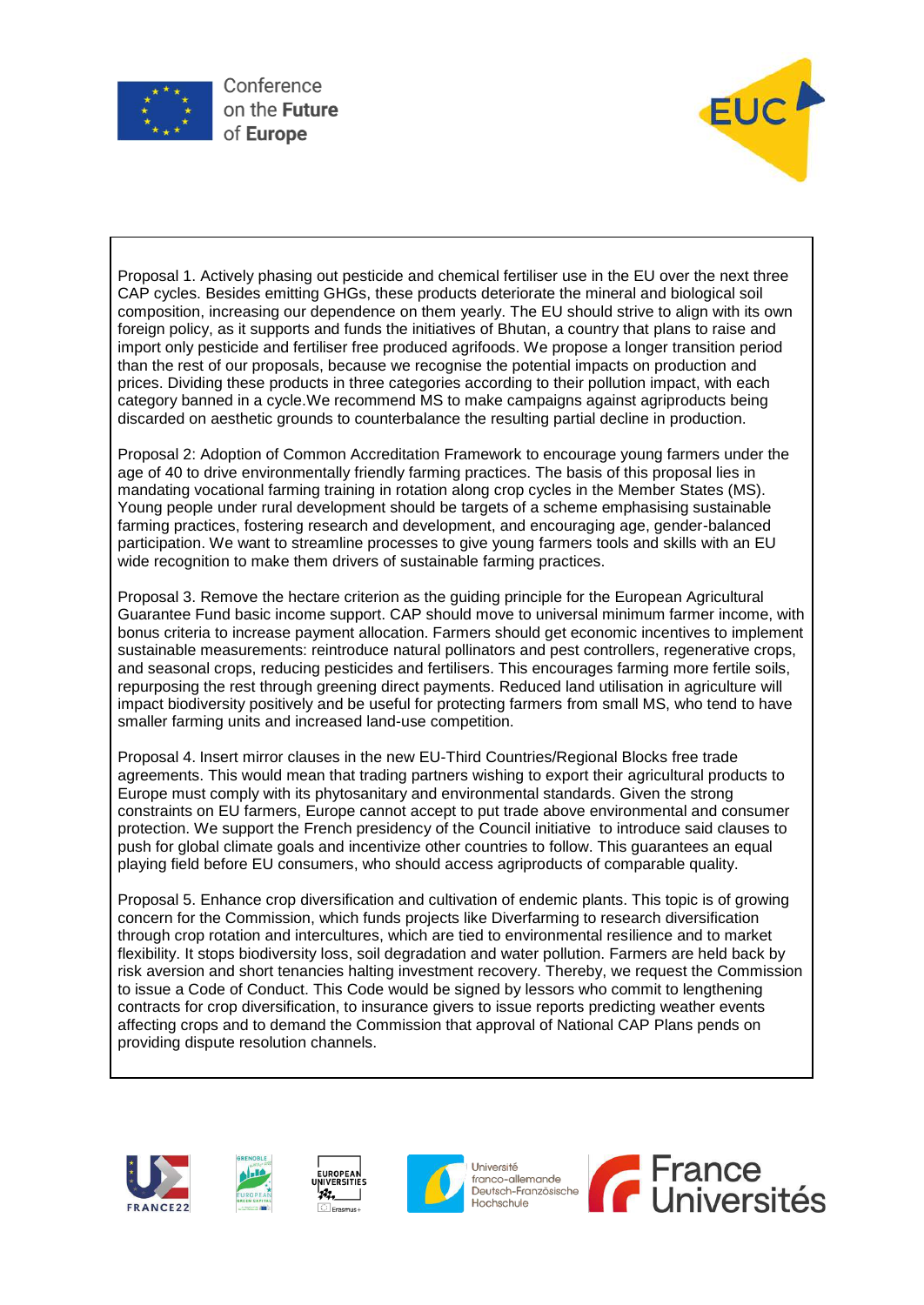Proposal 1. Actively phasing out pesticide and chemical fertiliser use in the EU over the next three CAP cycles. Besides emitting GHGs, these products deteriorate the mineral and biological soil composition, increasing our dependence on them yearly. The EU should strive to align with its own foreign policy, as it supports and funds the initiatives of Bhutan, a country that plans to raise and import only pesticide and fertiliser free produced agrifoods. We propose a longer transition period than the rest of our proposals, because we recognise the potential impacts on production and prices. Dividing these products in three categories according to their pollution impact, with each category banned in a cycle.We recommend MS to make campaigns against agriproducts being discarded on aesthetic grounds to counterbalance the resulting partial decline in production.

Proposal 2: Adoption of Common Accreditation Framework to encourage young farmers under the age of 40 to drive environmentally friendly farming practices. The basis of this proposal lies in mandating vocational farming training in rotation along crop cycles in the Member States (MS). Young people under rural development should be targets of a scheme emphasising sustainable farming practices, fostering research and development, and encouraging age, gender-balanced participation. We want to streamline processes to give young farmers tools and skills with an EU wide recognition to make them drivers of sustainable farming practices.

Proposal 3. Remove the hectare criterion as the guiding principle for the European Agricultural Guarantee Fund basic income support. CAP should move to universal minimum farmer income, with bonus criteria to increase payment allocation. Farmers should get economic incentives to implement sustainable measurements: reintroduce natural pollinators and pest controllers, regenerative crops, and seasonal crops, reducing pesticides and fertilisers. This encourages farming more fertile soils, repurposing the rest through greening direct payments. Reduced land utilisation in agriculture will impact biodiversity positively and be useful for protecting farmers from small MS, who tend to have smaller farming units and increased land-use competition.

Proposal 4. Insert mirror clauses in the new EU-Third Countries/Regional Blocks free trade agreements. This would mean that trading partners wishing to export their agricultural products to Europe must comply with its phytosanitary and environmental standards. Given the strong constraints on EU farmers, Europe cannot accept to put trade above environmental and consumer protection. We support the French presidency of the Council initiative to introduce said clauses to push for global climate goals and incentivize other countries to follow. This guarantees an equal playing field before EU consumers, who should access agriproducts of comparable quality.

Proposal 5. Enhance crop diversification and cultivation of endemic plants. This topic is of growing concern for the Commission, which funds projects like Diverfarming to research diversification through crop rotation and intercultures, which are tied to environmental resilience and to market flexibility. It stops biodiversity loss, soil degradation and water pollution. Farmers are held back by risk aversion and short tenancies halting investment recovery. Thereby, we request the Commission to issue a Code of Conduct. This Code would be signed by lessors who commit to lengthening contracts for crop diversification, to insurance givers to issue reports predicting weather events affecting crops and to demand the Commission that approval of National CAP Plans pends on providing dispute resolution channels.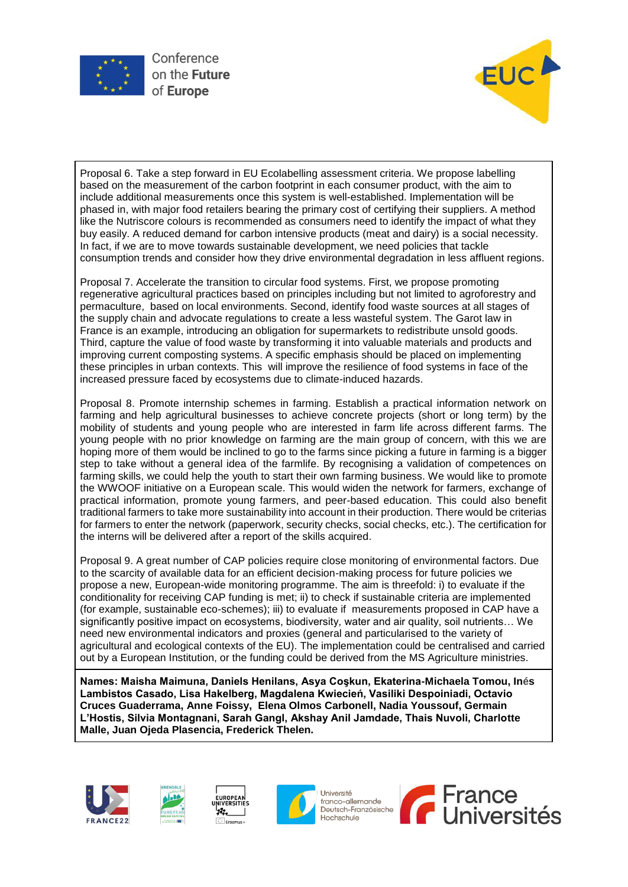Proposal 6. Take a step forward in EU Ecolabelling assessment criteria. We propose labelling based on the measurement of the carbon footprint in each consumer product, with the aim to include additional measurements once this system is well-established. Implementation will be phased in, with major food retailers bearing the primary cost of certifying their suppliers. A method like the Nutriscore colours is recommended as consumers need to identify the impact of what they buy easily. A reduced demand for carbon intensive products (meat and dairy) is a social necessity. In fact, if we are to move towards sustainable development, we need policies that tackle consumption trends and consider how they drive environmental degradation in less affluent regions.

Proposal 7. Accelerate the transition to circular food systems. First, we propose promoting regenerative agricultural practices based on principles including but not limited to agroforestry and permaculture, based on local environments. Second, identify food waste sources at all stages of the supply chain and advocate regulations to create a less wasteful system. The Garot law in France is an example, introducing an obligation for supermarkets to redistribute unsold goods. Third, capture the value of food waste by transforming it into valuable materials and products and improving current composting systems. A specific emphasis should be placed on implementing these principles in urban contexts. This will improve the resilience of food systems in face of the increased pressure faced by ecosystems due to climate-induced hazards.

Proposal 8. Promote internship schemes in farming. Establish a practical information network on farming and help agricultural businesses to achieve concrete projects (short or long term) by the mobility of students and young people who are interested in farm life across different farms. The young people with no prior knowledge on farming are the main group of concern, with this we are hoping more of them would be inclined to go to the farms since picking a future in farming is a bigger step to take without a general idea of the farmlife. By recognising a validation of competences on farming skills, we could help the youth to start their own farming business. We would like to promote the WWOOF initiative on a European scale. This would widen the network for farmers, exchange of practical information, promote young farmers, and peer-based education. This could also benefit traditional farmers to take more sustainability into account in their production. There would be criterias for farmers to enter the network (paperwork, security checks, social checks, etc.). The certification for the interns will be delivered after a report of the skills acquired.

Proposal 9. A great number of CAP policies require close monitoring of environmental factors. Due to the scarcity of available data for an efficient decision-making process for future policies we propose a new, European-wide monitoring programme. The aim is threefold: i) to evaluate if the conditionality for receiving CAP funding is met; ii) to check if sustainable criteria are implemented (for example, sustainable eco-schemes); iii) to evaluate if measurements proposed in CAP have a significantly positive impact on ecosystems, biodiversity, water and air quality, soil nutrients… We need new environmental indicators and proxies (general and particularised to the variety of agricultural and ecological contexts of the EU). The implementation could be centralised and carried out by a European Institution, or the funding could be derived from the MS Agriculture ministries.

**Names: Maisha Maimuna, Daniels Henilans, Asya Coşkun, Ekaterina-Michaela Tomou, Inés Lambistos Casado, Lisa Hakelberg, Magdalena Kwiecień, Vasiliki Despoiniadi, Octavio Cruces Guaderrama, Anne Foissy, Elena Olmos Carbonell, Nadia Youssouf, Germain L'Hostis, Silvia Montagnani, Sarah Gangl, Akshay Anil Jamdade, Thais Nuvoli, Charlotte Malle, Juan Ojeda Plasencia, Frederick Thelen.**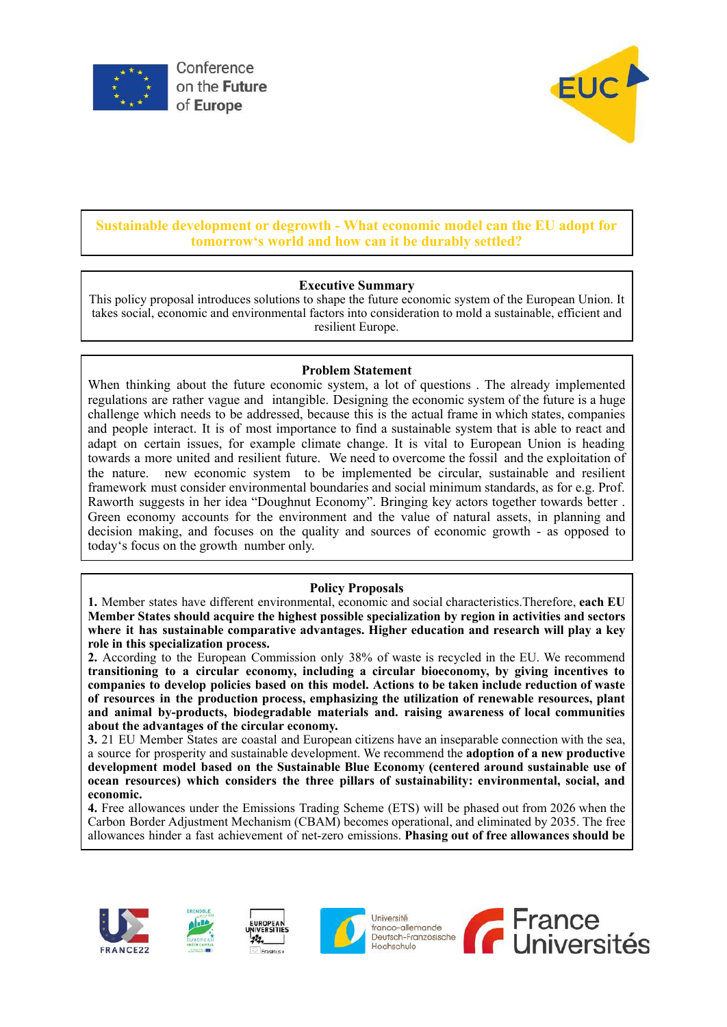## Sustainable development or degrowth - What economic model can the EU adopt for tomorrow's world and how can it be durably settled?

### Executive Summary

This policy proposal introduces solutions to shape the future economic system of the European Union. It takes social, economic and environmental factors into consideration to mold a sustainable, efficient and resilient Europe.

### Problem Statement

When thinking about the future economic system, a lot of questions . The already implemented regulations are rather vague and intangible. Designing the economic system of the future is a huge challenge which needs to be addressed, because this is the actual frame in which states, companies and people interact. It is of most importance to find a sustainable system that is able to react and adapt on certain issues, for example climate change. It is vital to European Union is heading towards a more united and resilient future. We need to overcome the fossil and the exploitation of the nature. new economic system to be implemented be circular, sustainable and resilient framework must consider environmental boundaries and social minimum standards, as for e.g. Prof. Raworth suggests in her idea "Doughnut Economy". Bringing key actors together towards better . Green economy accounts for the environment and the value of natural assets, in planning and decision making, and focuses on the quality and sources of economic growth - as opposed to today's focus on the growth number only.

### Policy Proposals

**1.** Member states have different environmental, economic and social characteristics.Therefore, **each EU Member States should acquire the highest possible specialization by region in activities and sectors where it has sustainable comparative advantages. Higher education and research will play a key role in this specialization process.**

**2.** According to the European Commission only 38% of waste is recycled in the EU. We recommend **transitioning to a circular economy, including a circular bioeconomy, by giving incentives to companies to develop policies based on this model. Actions to be taken include reduction of waste of resources in the production process, emphasizing the utilization of renewable resources, plant and animal by-products, biodegradable materials and. raising awareness of local communities about the advantages of the circular economy.**

**3.** 21 EU Member States are coastal and European citizens have an inseparable connection with the sea, a source for prosperity and sustainable development. We recommend the **adoption of a new productive development model based on the Sustainable Blue Economy (centered around sustainable use of ocean resources) which considers the three pillars of sustainability: environmental, social, and economic.**

**4.** Free allowances under the Emissions Trading Scheme (ETS) will be phased out from 2026 when the Carbon Border Adjustment Mechanism (CBAM) becomes operational, and eliminated by 2035. The free allowances hinder a fast achievement of net-zero emissions. **Phasing out of free allowances should be**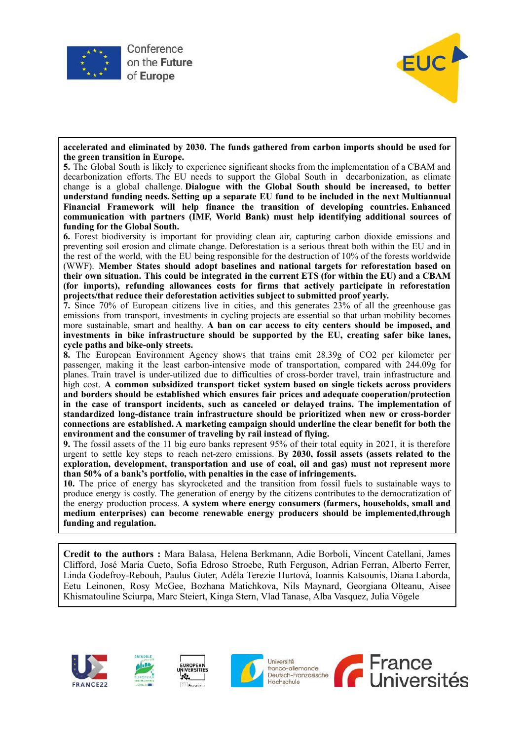**accelerated and eliminated by 2030. The funds gathered from carbon imports should be used for the green transition in Europe.**

**5.** The Global South is likely to experience significant shocks from the implementation of a CBAM and decarbonization efforts. The EU needs to support the Global South in decarbonization, as climate change is a global challenge. **Dialogue with the Global South should be increased, to better understand funding needs. Setting up a separate EU fund to be included in the next Multiannual Financial Framework will help finance the transition of developing countries. Enhanced communication with partners (IMF, World Bank) must help identifying additional sources of funding for the Global South.**

**6.** Forest biodiversity is important for providing clean air, capturing carbon dioxide emissions and preventing soil erosion and climate change. Deforestation is a serious threat both within the EU and in the rest of the world, with the EU being responsible for the destruction of 10% of the forests worldwide (WWF). **Member States should adopt baselines and national targets for reforestation based on their own situation. This could be integrated in the current ETS (for within the EU) and a CBAM (for imports), refunding allowances costs for firms that actively participate in reforestation projects/that reduce their deforestation activities subject to submitted proof yearly.**

**7.** Since 70% of European citizens live in cities, and this generates 23% of all the greenhouse gas emissions from transport, investments in cycling projects are essential so that urban mobility becomes more sustainable, smart and healthy. **A ban on car access to city centers should be imposed, and investments in bike infrastructure should be supported by the EU, creating safer bike lanes, cycle paths and bike-only streets.**

**8.** The European Environment Agency shows that trains emit 28.39g of $CO_2$ per kilometer per passenger, making it the least carbon-intensive mode of transportation, compared with 244.09g for planes. Train travel is under-utilized due to difficulties of cross-border travel, train infrastructure and high cost. **A common subsidized transport ticket system based on single tickets across providers and borders should be established which ensures fair prices and adequate cooperation/protection in the case of transport incidents, such as canceled or delayed trains. The implementation of standardized long-distance train infrastructure should be prioritized when new or cross-border connections are established. A marketing campaign should underline the clear benefit for both the environment and the consumer of traveling by rail instead of flying.**

**9.** The fossil assets of the 11 big euro banks represent 95% of their total equity in 2021, it is therefore urgent to settle key steps to reach net-zero emissions. **By 2030, fossil assets (assets related to the exploration, development, transportation and use of coal, oil and gas) must not represent more than 50% of a bank's portfolio, with penalties in the case of infringements.**

**10.** The price of energy has skyrocketed and the transition from fossil fuels to sustainable ways to produce energy is costly. The generation of energy by the citizens contributes to the democratization of the energy production process. **A system where energy consumers (farmers, households, small and medium enterprises) can become renewable energy producers should be implemented,through funding and regulation.**

**Credit to the authors :** Mara Balasa, Helena Berkmann, Adie Borboli, Vincent Catellani, James Clifford, José Maria Cueto, Sofia Edroso Stroebe, Ruth Ferguson, Adrian Ferran, Alberto Ferrer, Linda Godefroy-Rebouh, Paulus Guter, Adéla Terezie Hurtová, Ioannis Katsounis, Diana Laborda, Eetu Leinonen, Rosy McGee, Bozhana Matichkova, Nils Maynard, Georgiana Olteanu, Aisee Khismatouline Sciurpa, Marc Steiert, Kinga Stern, Vlad Tanase, Alba Vasquez, Julia Vögele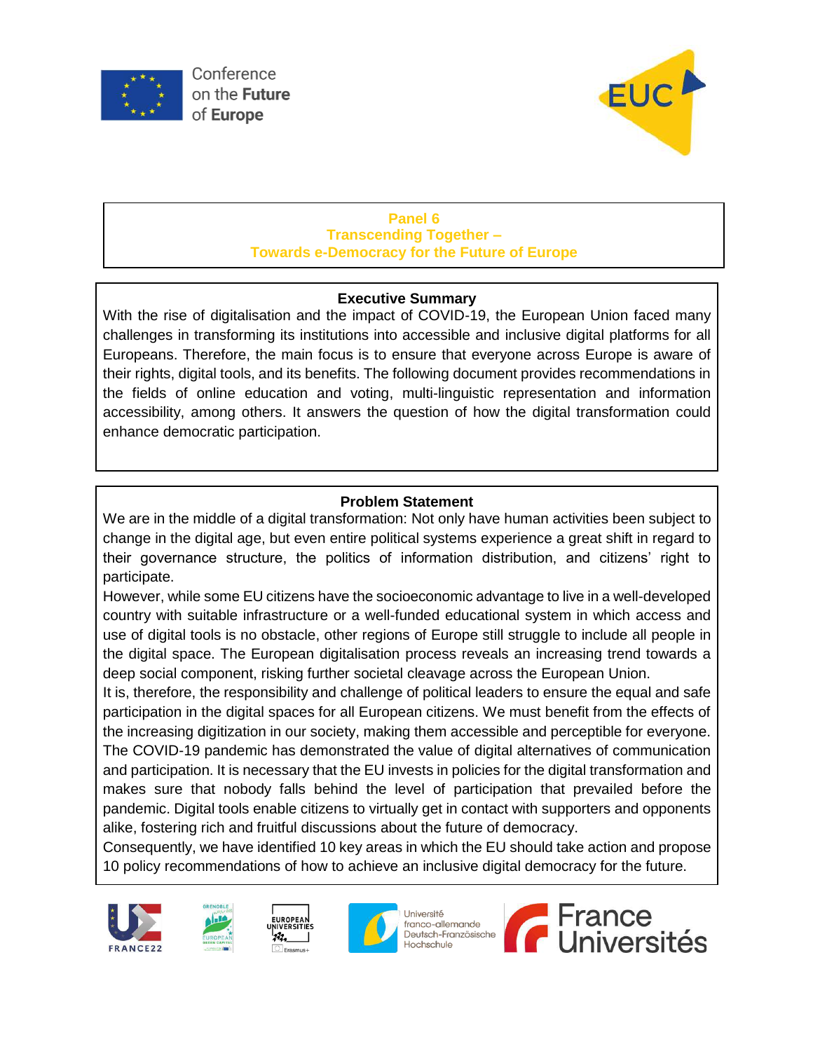## Panel 6
## Transcending Together –
## Towards e-Democracy for the Future of Europe

### Executive Summary

With the rise of digitalisation and the impact of COVID-19, the European Union faced many challenges in transforming its institutions into accessible and inclusive digital platforms for all Europeans. Therefore, the main focus is to ensure that everyone across Europe is aware of their rights, digital tools, and its benefits. The following document provides recommendations in the fields of online education and voting, multi-linguistic representation and information accessibility, among others. It answers the question of how the digital transformation could enhance democratic participation.

### Problem Statement

We are in the middle of a digital transformation: Not only have human activities been subject to change in the digital age, but even entire political systems experience a great shift in regard to their governance structure, the politics of information distribution, and citizens' right to participate.

However, while some EU citizens have the socioeconomic advantage to live in a well-developed country with suitable infrastructure or a well-funded educational system in which access and use of digital tools is no obstacle, other regions of Europe still struggle to include all people in the digital space. The European digitalisation process reveals an increasing trend towards a deep social component, risking further societal cleavage across the European Union.

It is, therefore, the responsibility and challenge of political leaders to ensure the equal and safe participation in the digital spaces for all European citizens. We must benefit from the effects of the increasing digitization in our society, making them accessible and perceptible for everyone. The COVID-19 pandemic has demonstrated the value of digital alternatives of communication and participation. It is necessary that the EU invests in policies for the digital transformation and makes sure that nobody falls behind the level of participation that prevailed before the pandemic. Digital tools enable citizens to virtually get in contact with supporters and opponents alike, fostering rich and fruitful discussions about the future of democracy.

Consequently, we have identified 10 key areas in which the EU should take action and propose 10 policy recommendations of how to achieve an inclusive digital democracy for the future.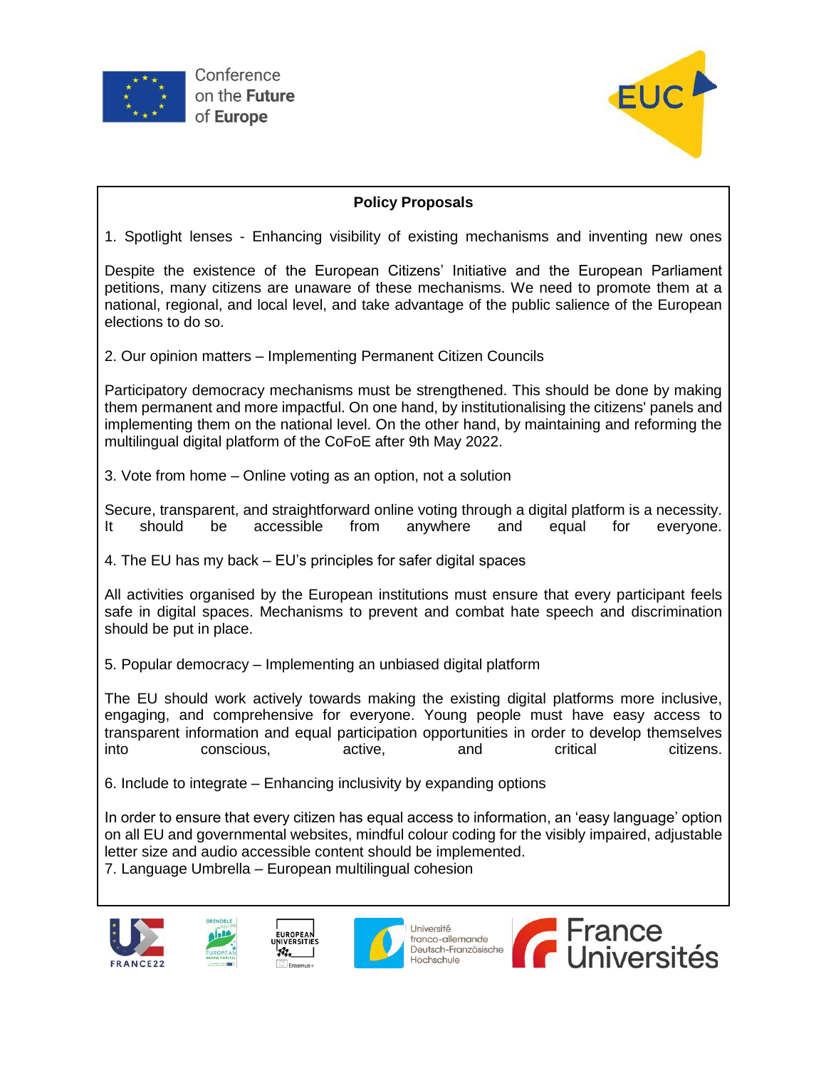Conference on the Future of Europe

EUC

## Policy Proposals

1. Spotlight lenses - Enhancing visibility of existing mechanisms and inventing new ones

Despite the existence of the European Citizens' Initiative and the European Parliament petitions, many citizens are unaware of these mechanisms. We need to promote them at a national, regional, and local level, and take advantage of the public salience of the European elections to do so.

2. Our opinion matters – Implementing Permanent Citizen Councils

Participatory democracy mechanisms must be strengthened. This should be done by making them permanent and more impactful. On one hand, by institutionalising the citizens' panels and implementing them on the national level. On the other hand, by maintaining and reforming the multilingual digital platform of the CoFoE after 9th May 2022.

3. Vote from home – Online voting as an option, not a solution

Secure, transparent, and straightforward online voting through a digital platform is a necessity. It should be accessible from anywhere and equal for everyone.

4. The EU has my back – EU's principles for safer digital spaces

All activities organised by the European institutions must ensure that every participant feels safe in digital spaces. Mechanisms to prevent and combat hate speech and discrimination should be put in place.

5. Popular democracy – Implementing an unbiased digital platform

The EU should work actively towards making the existing digital platforms more inclusive, engaging, and comprehensive for everyone. Young people must have easy access to transparent information and equal participation opportunities in order to develop themselves into conscious, active, and critical citizens.

6. Include to integrate – Enhancing inclusivity by expanding options

In order to ensure that every citizen has equal access to information, an 'easy language' option on all EU and governmental websites, mindful colour coding for the visibly impaired, adjustable letter size and audio accessible content should be implemented.

7. Language Umbrella – European multilingual cohesion

FRANCE22 · Grenoble European Green Capital · European Universities Erasmus+ · Université franco-allemande Deutsch-Französische Hochschule · France Universités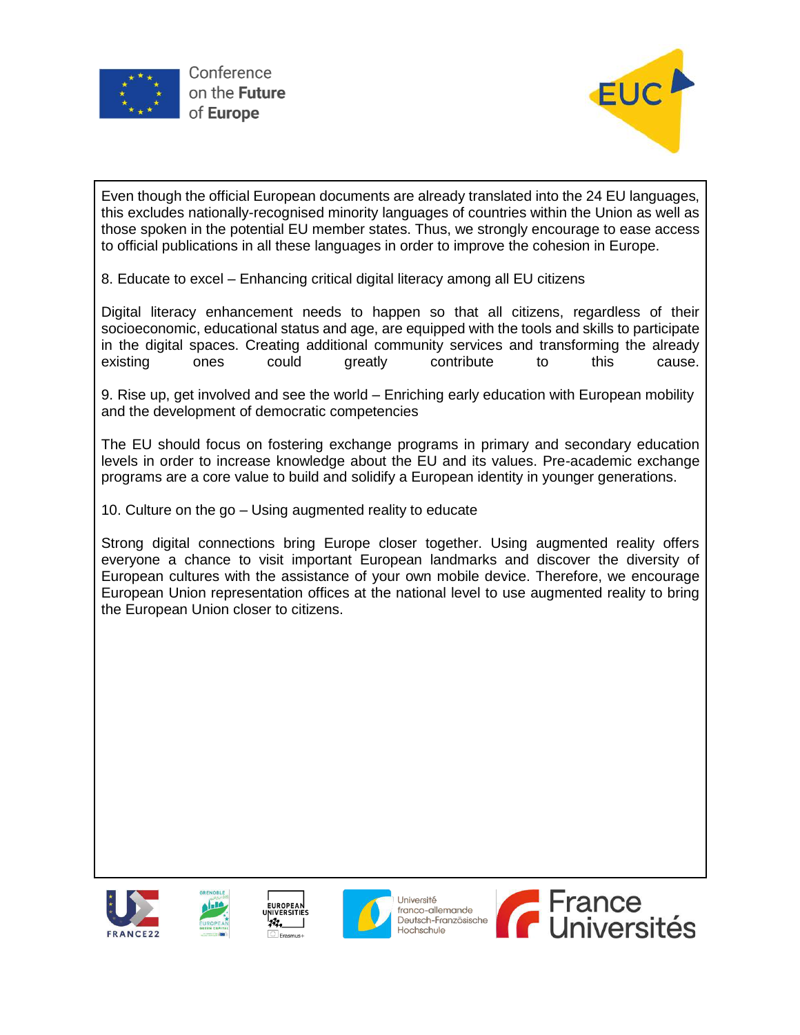Even though the official European documents are already translated into the 24 EU languages, this excludes nationally-recognised minority languages of countries within the Union as well as those spoken in the potential EU member states. Thus, we strongly encourage to ease access to official publications in all these languages in order to improve the cohesion in Europe.

8. Educate to excel – Enhancing critical digital literacy among all EU citizens

Digital literacy enhancement needs to happen so that all citizens, regardless of their socioeconomic, educational status and age, are equipped with the tools and skills to participate in the digital spaces. Creating additional community services and transforming the already existing ones could greatly contribute to this cause.

9. Rise up, get involved and see the world – Enriching early education with European mobility and the development of democratic competencies

The EU should focus on fostering exchange programs in primary and secondary education levels in order to increase knowledge about the EU and its values. Pre-academic exchange programs are a core value to build and solidify a European identity in younger generations.

10. Culture on the go – Using augmented reality to educate

Strong digital connections bring Europe closer together. Using augmented reality offers everyone a chance to visit important European landmarks and discover the diversity of European cultures with the assistance of your own mobile device. Therefore, we encourage European Union representation offices at the national level to use augmented reality to bring the European Union closer to citizens.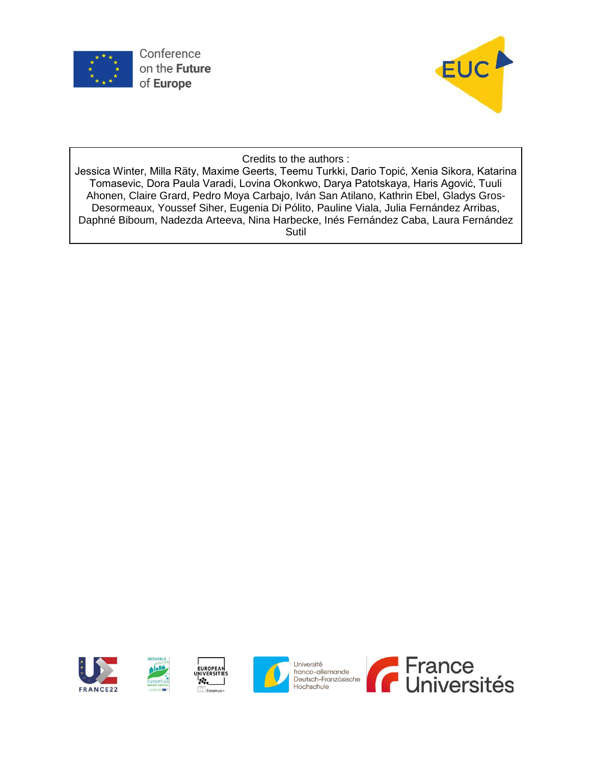Credits to the authors :

Jessica Winter, Milla Räty, Maxime Geerts, Teemu Turkki, Dario Topić, Xenia Sikora, Katarina Tomasevic, Dora Paula Varadi, Lovina Okonkwo, Darya Patotskaya, Haris Agović, Tuuli Ahonen, Claire Grard, Pedro Moya Carbajo, Iván San Atilano, Kathrin Ebel, Gladys Gros-Desormeaux, Youssef Siher, Eugenia Di Pólito, Pauline Viala, Julia Fernández Arribas, Daphné Biboum, Nadezda Arteeva, Nina Harbecke, Inés Fernández Caba, Laura Fernández Sutil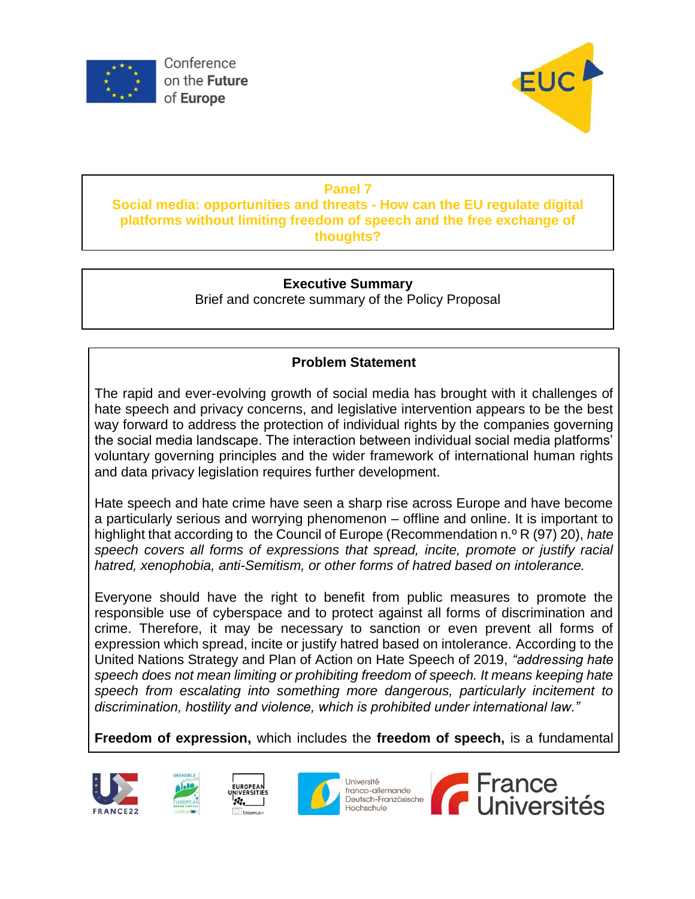Conference on the Future of Europe

EUC

## Panel 7

## Social media: opportunities and threats - How can the EU regulate digital platforms without limiting freedom of speech and the free exchange of thoughts?

### Executive Summary

Brief and concrete summary of the Policy Proposal

### Problem Statement

The rapid and ever-evolving growth of social media has brought with it challenges of hate speech and privacy concerns, and legislative intervention appears to be the best way forward to address the protection of individual rights by the companies governing the social media landscape. The interaction between individual social media platforms' voluntary governing principles and the wider framework of international human rights and data privacy legislation requires further development.

Hate speech and hate crime have seen a sharp rise across Europe and have become a particularly serious and worrying phenomenon – offline and online. It is important to highlight that according to the Council of Europe (Recommendation n.º R (97) 20), *hate speech covers all forms of expressions that spread, incite, promote or justify racial hatred, xenophobia, anti-Semitism, or other forms of hatred based on intolerance.*

Everyone should have the right to benefit from public measures to promote the responsible use of cyberspace and to protect against all forms of discrimination and crime. Therefore, it may be necessary to sanction or even prevent all forms of expression which spread, incite or justify hatred based on intolerance. According to the United Nations Strategy and Plan of Action on Hate Speech of 2019, *"addressing hate speech does not mean limiting or prohibiting freedom of speech. It means keeping hate speech from escalating into something more dangerous, particularly incitement to discrimination, hostility and violence, which is prohibited under international law."*

**Freedom of expression,** which includes the **freedom of speech,** is a fundamental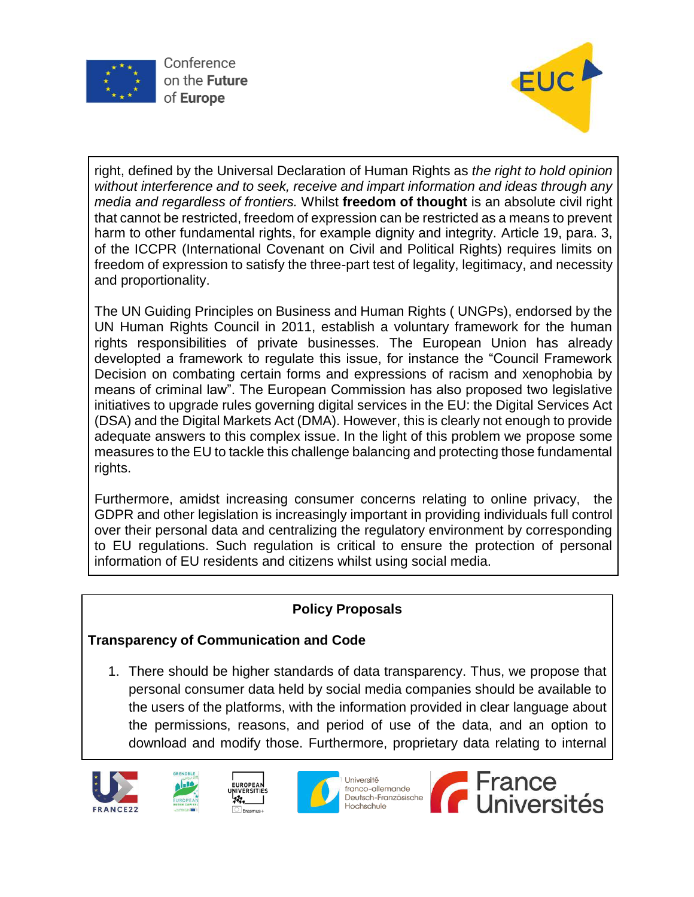right, defined by the Universal Declaration of Human Rights as *the right to hold opinion without interference and to seek, receive and impart information and ideas through any media and regardless of frontiers.* Whilst **freedom of thought** is an absolute civil right that cannot be restricted, freedom of expression can be restricted as a means to prevent harm to other fundamental rights, for example dignity and integrity. Article 19, para. 3, of the ICCPR (International Covenant on Civil and Political Rights) requires limits on freedom of expression to satisfy the three-part test of legality, legitimacy, and necessity and proportionality.

The UN Guiding Principles on Business and Human Rights ( UNGPs), endorsed by the UN Human Rights Council in 2011, establish a voluntary framework for the human rights responsibilities of private businesses. The European Union has already developted a framework to regulate this issue, for instance the "Council Framework Decision on combating certain forms and expressions of racism and xenophobia by means of criminal law". The European Commission has also proposed two legislative initiatives to upgrade rules governing digital services in the EU: the Digital Services Act (DSA) and the Digital Markets Act (DMA). However, this is clearly not enough to provide adequate answers to this complex issue. In the light of this problem we propose some measures to the EU to tackle this challenge balancing and protecting those fundamental rights.

Furthermore, amidst increasing consumer concerns relating to online privacy, the GDPR and other legislation is increasingly important in providing individuals full control over their personal data and centralizing the regulatory environment by corresponding to EU regulations. Such regulation is critical to ensure the protection of personal information of EU residents and citizens whilst using social media.

## Policy Proposals

### Transparency of Communication and Code

1. There should be higher standards of data transparency. Thus, we propose that personal consumer data held by social media companies should be available to the users of the platforms, with the information provided in clear language about the permissions, reasons, and period of use of the data, and an option to download and modify those. Furthermore, proprietary data relating to internal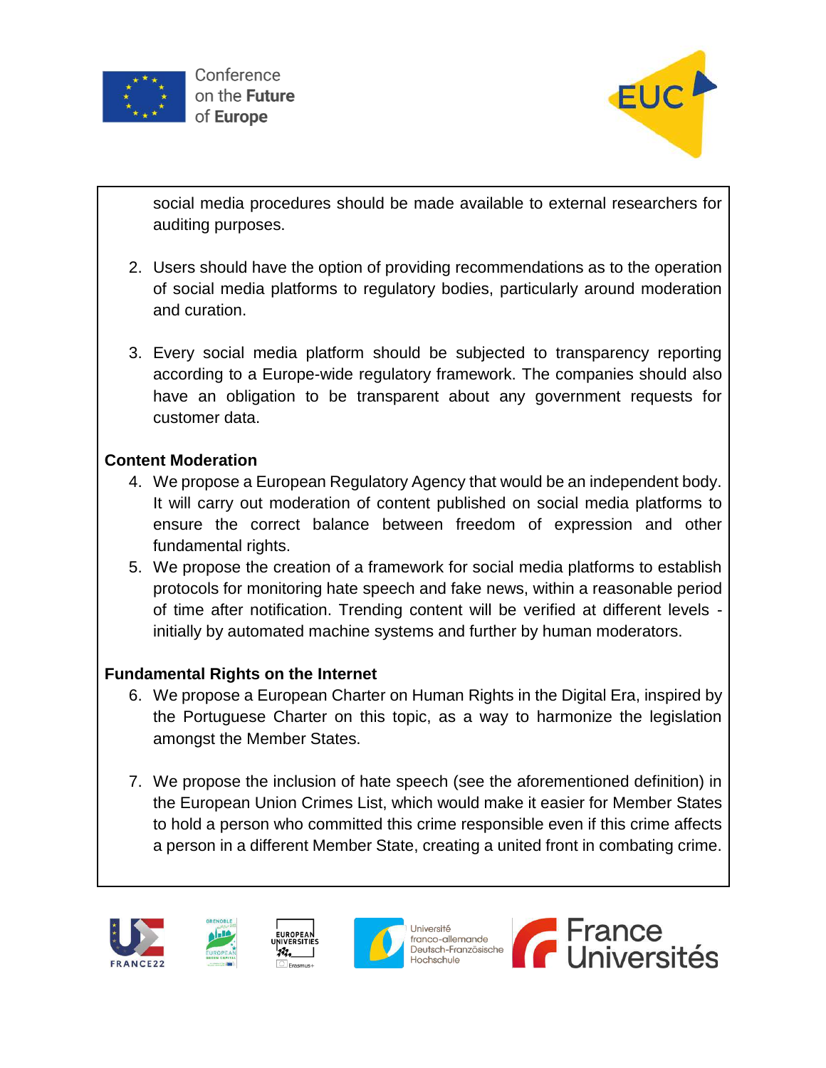social media procedures should be made available to external researchers for auditing purposes.

2. Users should have the option of providing recommendations as to the operation of social media platforms to regulatory bodies, particularly around moderation and curation.

3. Every social media platform should be subjected to transparency reporting according to a Europe-wide regulatory framework. The companies should also have an obligation to be transparent about any government requests for customer data.

**Content Moderation**

4. We propose a European Regulatory Agency that would be an independent body. It will carry out moderation of content published on social media platforms to ensure the correct balance between freedom of expression and other fundamental rights.
5. We propose the creation of a framework for social media platforms to establish protocols for monitoring hate speech and fake news, within a reasonable period of time after notification. Trending content will be verified at different levels - initially by automated machine systems and further by human moderators.

**Fundamental Rights on the Internet**

6. We propose a European Charter on Human Rights in the Digital Era, inspired by the Portuguese Charter on this topic, as a way to harmonize the legislation amongst the Member States.

7. We propose the inclusion of hate speech (see the aforementioned definition) in the European Union Crimes List, which would make it easier for Member States to hold a person who committed this crime responsible even if this crime affects a person in a different Member State, creating a united front in combating crime.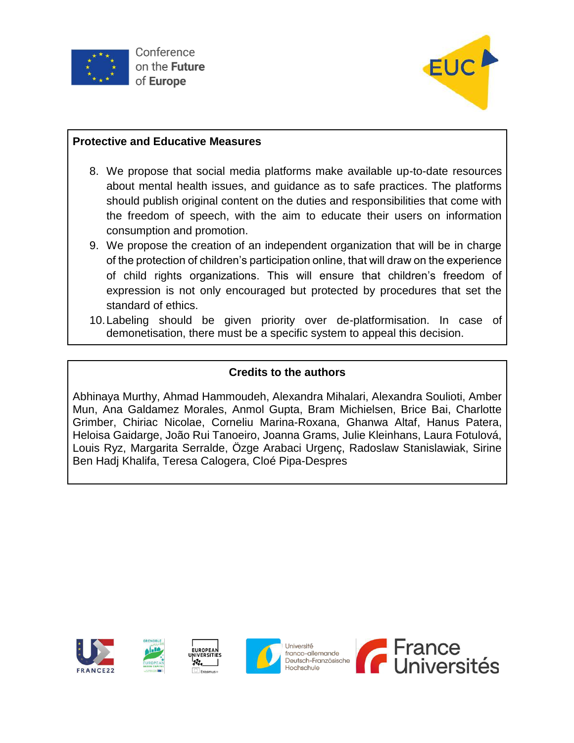**Protective and Educative Measures**

8. We propose that social media platforms make available up-to-date resources about mental health issues, and guidance as to safe practices. The platforms should publish original content on the duties and responsibilities that come with the freedom of speech, with the aim to educate their users on information consumption and promotion.
9. We propose the creation of an independent organization that will be in charge of the protection of children's participation online, that will draw on the experience of child rights organizations. This will ensure that children's freedom of expression is not only encouraged but protected by procedures that set the standard of ethics.
10. Labeling should be given priority over de-platformisation. In case of demonetisation, there must be a specific system to appeal this decision.

**Credits to the authors**

Abhinaya Murthy, Ahmad Hammoudeh, Alexandra Mihalari, Alexandra Soulioti, Amber Mun, Ana Galdamez Morales, Anmol Gupta, Bram Michielsen, Brice Bai, Charlotte Grimber, Chiriac Nicolae, Corneliu Marina-Roxana, Ghanwa Altaf, Hanus Patera, Heloisa Gaidarge, João Rui Tanoeiro, Joanna Grams, Julie Kleinhans, Laura Fotulová, Louis Ryz, Margarita Serralde, Özge Arabaci Urgenç, Radoslaw Stanislawiak, Sirine Ben Hadj Khalifa, Teresa Calogera, Cloé Pipa-Despres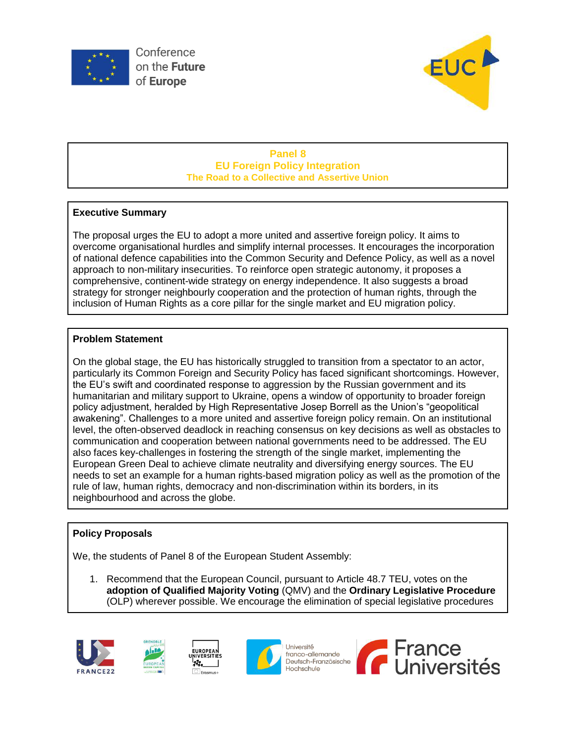## Panel 8
### EU Foreign Policy Integration
### The Road to a Collective and Assertive Union

**Executive Summary**

The proposal urges the EU to adopt a more united and assertive foreign policy. It aims to overcome organisational hurdles and simplify internal processes. It encourages the incorporation of national defence capabilities into the Common Security and Defence Policy, as well as a novel approach to non-military insecurities. To reinforce open strategic autonomy, it proposes a comprehensive, continent-wide strategy on energy independence. It also suggests a broad strategy for stronger neighbourly cooperation and the protection of human rights, through the inclusion of Human Rights as a core pillar for the single market and EU migration policy.

**Problem Statement**

On the global stage, the EU has historically struggled to transition from a spectator to an actor, particularly its Common Foreign and Security Policy has faced significant shortcomings. However, the EU's swift and coordinated response to aggression by the Russian government and its humanitarian and military support to Ukraine, opens a window of opportunity to broader foreign policy adjustment, heralded by High Representative Josep Borrell as the Union's "geopolitical awakening". Challenges to a more united and assertive foreign policy remain. On an institutional level, the often-observed deadlock in reaching consensus on key decisions as well as obstacles to communication and cooperation between national governments need to be addressed. The EU also faces key-challenges in fostering the strength of the single market, implementing the European Green Deal to achieve climate neutrality and diversifying energy sources. The EU needs to set an example for a human rights-based migration policy as well as the promotion of the rule of law, human rights, democracy and non-discrimination within its borders, in its neighbourhood and across the globe.

**Policy Proposals**

We, the students of Panel 8 of the European Student Assembly:

1. Recommend that the European Council, pursuant to Article 48.7 TEU, votes on the **adoption of Qualified Majority Voting** (QMV) and the **Ordinary Legislative Procedure** (OLP) wherever possible. We encourage the elimination of special legislative procedures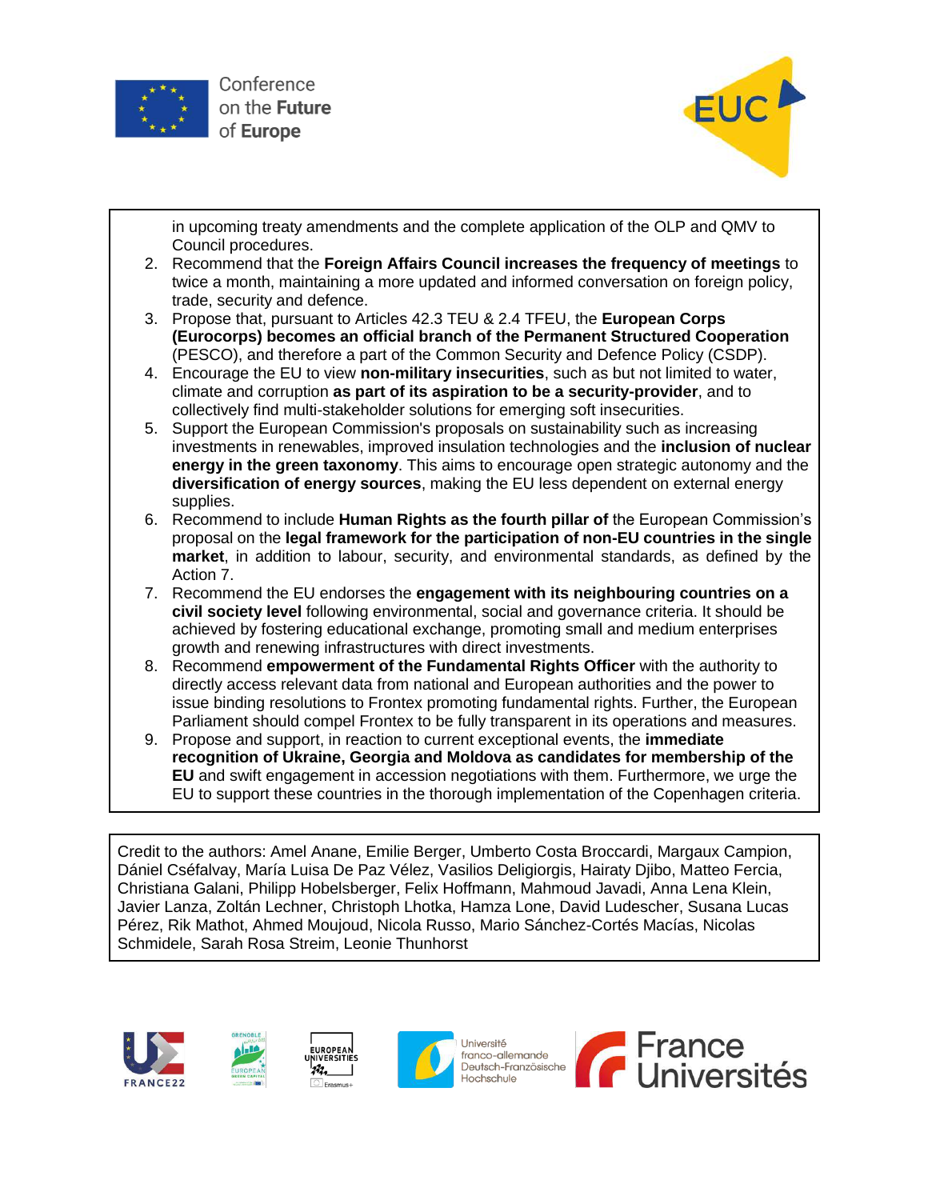in upcoming treaty amendments and the complete application of the OLP and QMV to Council procedures.

2. Recommend that the **Foreign Affairs Council increases the frequency of meetings** to twice a month, maintaining a more updated and informed conversation on foreign policy, trade, security and defence.
3. Propose that, pursuant to Articles 42.3 TEU & 2.4 TFEU, the **European Corps (Eurocorps) becomes an official branch of the Permanent Structured Cooperation** (PESCO), and therefore a part of the Common Security and Defence Policy (CSDP).
4. Encourage the EU to view **non-military insecurities**, such as but not limited to water, climate and corruption **as part of its aspiration to be a security-provider**, and to collectively find multi-stakeholder solutions for emerging soft insecurities.
5. Support the European Commission's proposals on sustainability such as increasing investments in renewables, improved insulation technologies and the **inclusion of nuclear energy in the green taxonomy**. This aims to encourage open strategic autonomy and the **diversification of energy sources**, making the EU less dependent on external energy supplies.
6. Recommend to include **Human Rights as the fourth pillar of** the European Commission's proposal on the **legal framework for the participation of non-EU countries in the single market**, in addition to labour, security, and environmental standards, as defined by the Action 7.
7. Recommend the EU endorses the **engagement with its neighbouring countries on a civil society level** following environmental, social and governance criteria. It should be achieved by fostering educational exchange, promoting small and medium enterprises growth and renewing infrastructures with direct investments.
8. Recommend **empowerment of the Fundamental Rights Officer** with the authority to directly access relevant data from national and European authorities and the power to issue binding resolutions to Frontex promoting fundamental rights. Further, the European Parliament should compel Frontex to be fully transparent in its operations and measures.
9. Propose and support, in reaction to current exceptional events, the **immediate recognition of Ukraine, Georgia and Moldova as candidates for membership of the EU** and swift engagement in accession negotiations with them. Furthermore, we urge the EU to support these countries in the thorough implementation of the Copenhagen criteria.

Credit to the authors: Amel Anane, Emilie Berger, Umberto Costa Broccardi, Margaux Campion, Dániel Cséfalvay, María Luisa De Paz Vélez, Vasilios Deligiorgis, Hairaty Djibo, Matteo Fercia, Christiana Galani, Philipp Hobelsberger, Felix Hoffmann, Mahmoud Javadi, Anna Lena Klein, Javier Lanza, Zoltán Lechner, Christoph Lhotka, Hamza Lone, David Ludescher, Susana Lucas Pérez, Rik Mathot, Ahmed Moujoud, Nicola Russo, Mario Sánchez-Cortés Macías, Nicolas Schmidele, Sarah Rosa Streim, Leonie Thunhorst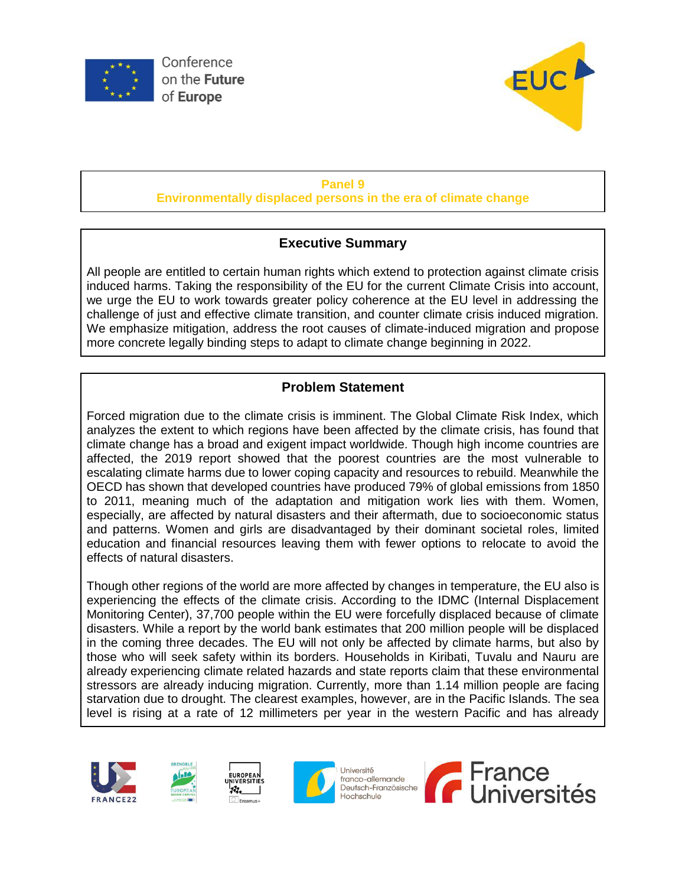## Panel 9

## Environmentally displaced persons in the era of climate change

### Executive Summary

All people are entitled to certain human rights which extend to protection against climate crisis induced harms. Taking the responsibility of the EU for the current Climate Crisis into account, we urge the EU to work towards greater policy coherence at the EU level in addressing the challenge of just and effective climate transition, and counter climate crisis induced migration. We emphasize mitigation, address the root causes of climate-induced migration and propose more concrete legally binding steps to adapt to climate change beginning in 2022.

### Problem Statement

Forced migration due to the climate crisis is imminent. The Global Climate Risk Index, which analyzes the extent to which regions have been affected by the climate crisis, has found that climate change has a broad and exigent impact worldwide. Though high income countries are affected, the 2019 report showed that the poorest countries are the most vulnerable to escalating climate harms due to lower coping capacity and resources to rebuild. Meanwhile the OECD has shown that developed countries have produced 79% of global emissions from 1850 to 2011, meaning much of the adaptation and mitigation work lies with them. Women, especially, are affected by natural disasters and their aftermath, due to socioeconomic status and patterns. Women and girls are disadvantaged by their dominant societal roles, limited education and financial resources leaving them with fewer options to relocate to avoid the effects of natural disasters.

Though other regions of the world are more affected by changes in temperature, the EU also is experiencing the effects of the climate crisis. According to the IDMC (Internal Displacement Monitoring Center), 37,700 people within the EU were forcefully displaced because of climate disasters. While a report by the world bank estimates that 200 million people will be displaced in the coming three decades. The EU will not only be affected by climate harms, but also by those who will seek safety within its borders. Households in Kiribati, Tuvalu and Nauru are already experiencing climate related hazards and state reports claim that these environmental stressors are already inducing migration. Currently, more than 1.14 million people are facing starvation due to drought. The clearest examples, however, are in the Pacific Islands. The sea level is rising at a rate of 12 millimeters per year in the western Pacific and has already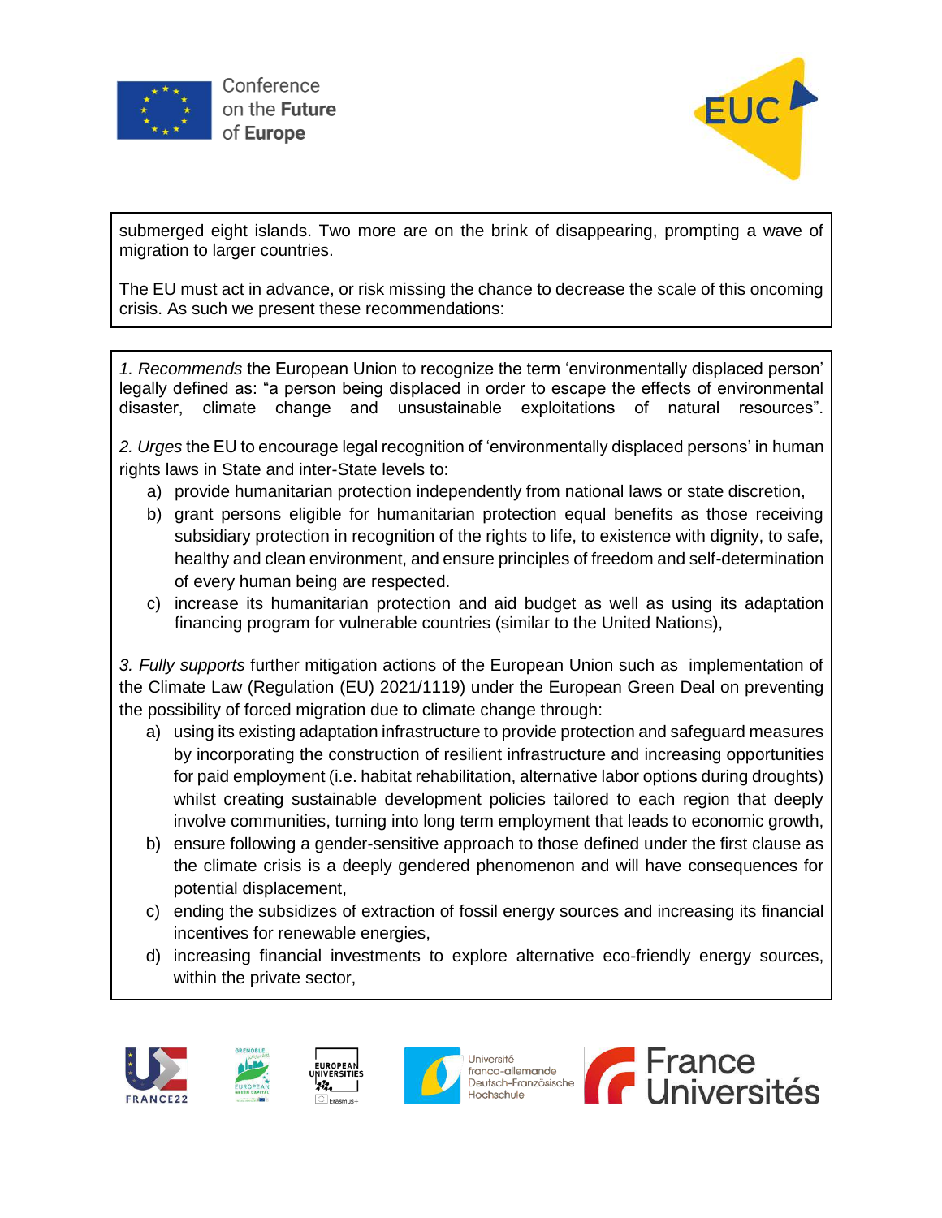submerged eight islands. Two more are on the brink of disappearing, prompting a wave of migration to larger countries.

The EU must act in advance, or risk missing the chance to decrease the scale of this oncoming crisis. As such we present these recommendations:

*1. Recommends* the European Union to recognize the term 'environmentally displaced person' legally defined as: "a person being displaced in order to escape the effects of environmental disaster, climate change and unsustainable exploitations of natural resources".

*2. Urges* the EU to encourage legal recognition of 'environmentally displaced persons' in human rights laws in State and inter-State levels to:

a) provide humanitarian protection independently from national laws or state discretion,
b) grant persons eligible for humanitarian protection equal benefits as those receiving subsidiary protection in recognition of the rights to life, to existence with dignity, to safe, healthy and clean environment, and ensure principles of freedom and self-determination of every human being are respected.
c) increase its humanitarian protection and aid budget as well as using its adaptation financing program for vulnerable countries (similar to the United Nations),

*3. Fully supports* further mitigation actions of the European Union such as implementation of the Climate Law (Regulation (EU) 2021/1119) under the European Green Deal on preventing the possibility of forced migration due to climate change through:

a) using its existing adaptation infrastructure to provide protection and safeguard measures by incorporating the construction of resilient infrastructure and increasing opportunities for paid employment (i.e. habitat rehabilitation, alternative labor options during droughts) whilst creating sustainable development policies tailored to each region that deeply involve communities, turning into long term employment that leads to economic growth,
b) ensure following a gender-sensitive approach to those defined under the first clause as the climate crisis is a deeply gendered phenomenon and will have consequences for potential displacement,
c) ending the subsidizes of extraction of fossil energy sources and increasing its financial incentives for renewable energies,
d) increasing financial investments to explore alternative eco-friendly energy sources, within the private sector,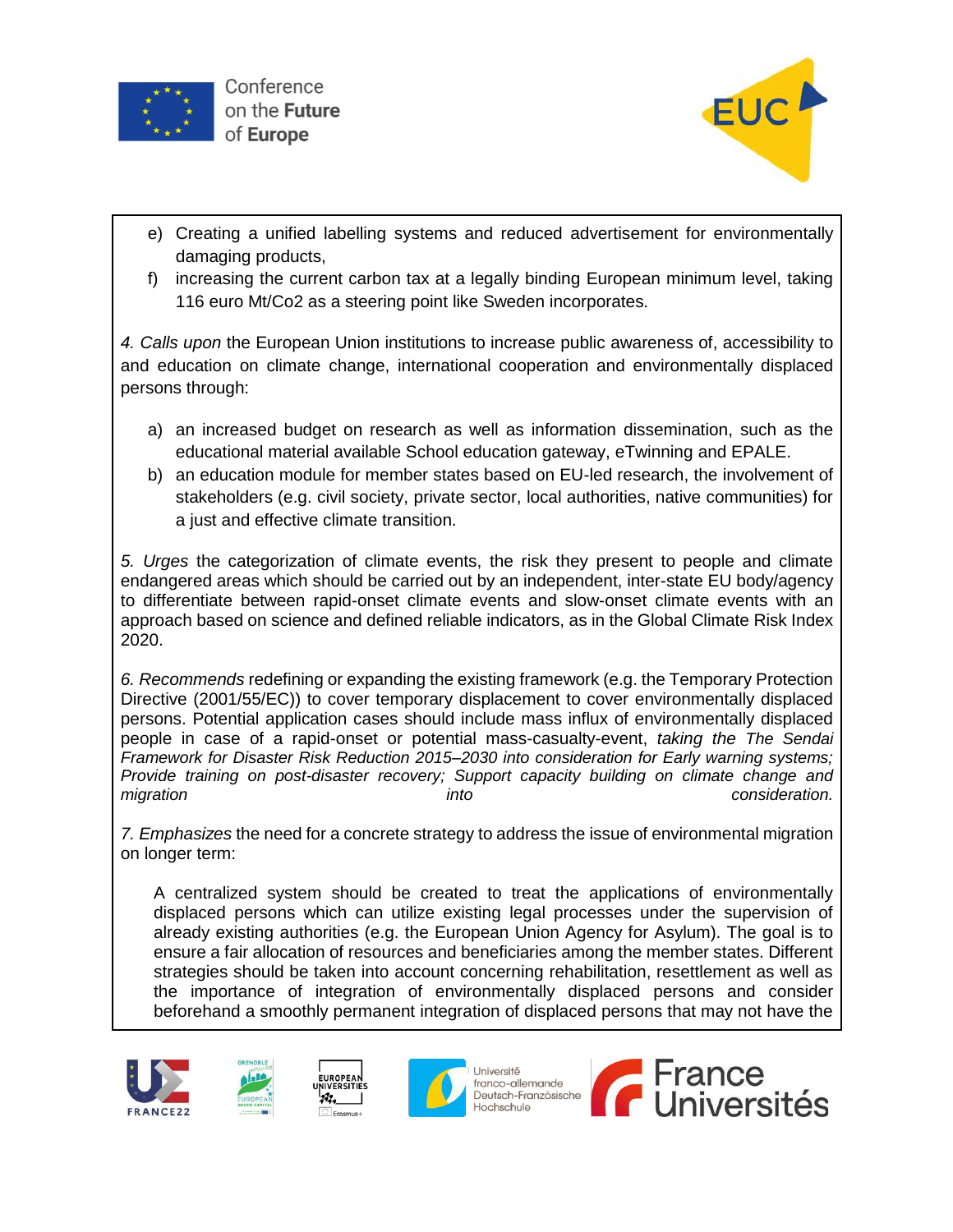e) Creating a unified labelling systems and reduced advertisement for environmentally damaging products,
f) increasing the current carbon tax at a legally binding European minimum level, taking 116 euro Mt/Co2 as a steering point like Sweden incorporates.

*4. Calls upon* the European Union institutions to increase public awareness of, accessibility to and education on climate change, international cooperation and environmentally displaced persons through:

a) an increased budget on research as well as information dissemination, such as the educational material available School education gateway, eTwinning and EPALE.
b) an education module for member states based on EU-led research, the involvement of stakeholders (e.g. civil society, private sector, local authorities, native communities) for a just and effective climate transition.

*5. Urges* the categorization of climate events, the risk they present to people and climate endangered areas which should be carried out by an independent, inter-state EU body/agency to differentiate between rapid-onset climate events and slow-onset climate events with an approach based on science and defined reliable indicators, as in the Global Climate Risk Index 2020.

*6. Recommends* redefining or expanding the existing framework (e.g. the Temporary Protection Directive (2001/55/EC)) to cover temporary displacement to cover environmentally displaced persons. Potential application cases should include mass influx of environmentally displaced people in case of a rapid-onset or potential mass-casualty-event, *taking the The Sendai Framework for Disaster Risk Reduction 2015–2030 into consideration for Early warning systems; Provide training on post-disaster recovery; Support capacity building on climate change and migration into consideration.*

*7. Emphasizes* the need for a concrete strategy to address the issue of environmental migration on longer term:

A centralized system should be created to treat the applications of environmentally displaced persons which can utilize existing legal processes under the supervision of already existing authorities (e.g. the European Union Agency for Asylum). The goal is to ensure a fair allocation of resources and beneficiaries among the member states. Different strategies should be taken into account concerning rehabilitation, resettlement as well as the importance of integration of environmentally displaced persons and consider beforehand a smoothly permanent integration of displaced persons that may not have the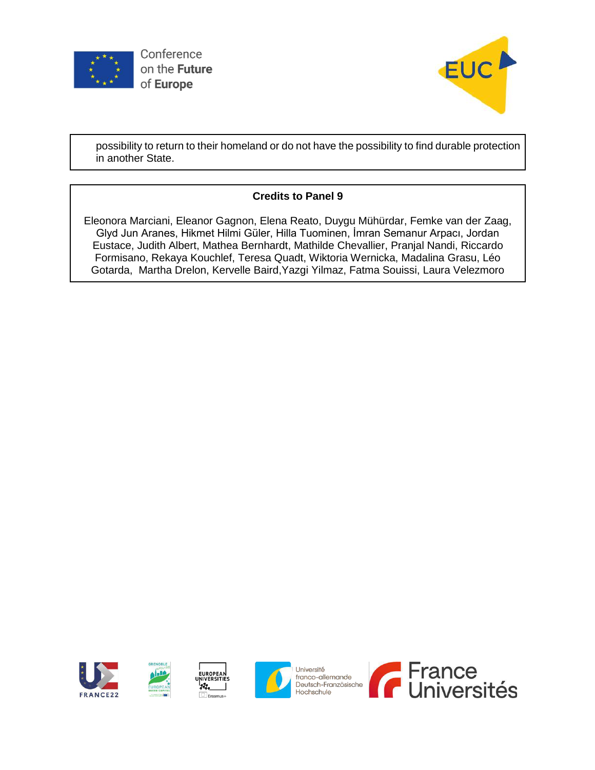possibility to return to their homeland or do not have the possibility to find durable protection in another State.

**Credits to Panel 9**

Eleonora Marciani, Eleanor Gagnon, Elena Reato, Duygu Mühürdar, Femke van der Zaag, Glyd Jun Aranes, Hikmet Hilmi Güler, Hilla Tuominen, İmran Semanur Arpacı, Jordan Eustace, Judith Albert, Mathea Bernhardt, Mathilde Chevallier, Pranjal Nandi, Riccardo Formisano, Rekaya Kouchlef, Teresa Quadt, Wiktoria Wernicka, Madalina Grasu, Léo Gotarda, Martha Drelon, Kervelle Baird, Yazgi Yilmaz, Fatma Souissi, Laura Velezmoro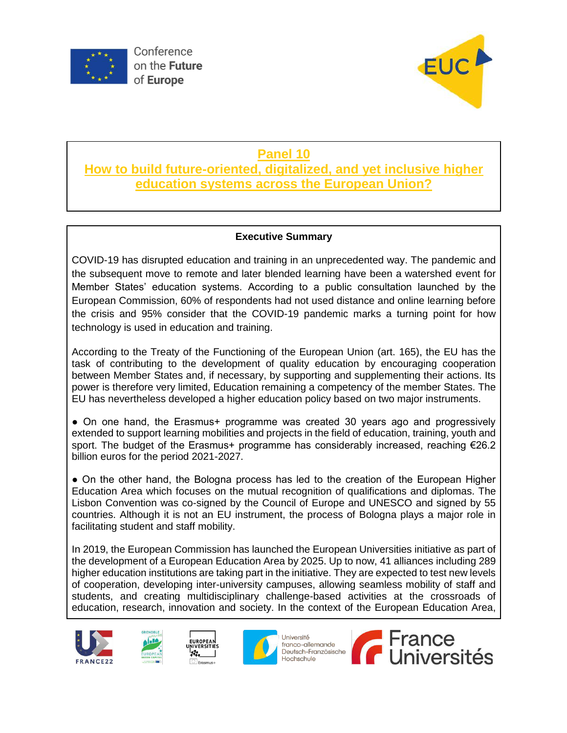## Panel 10

## How to build future-oriented, digitalized, and yet inclusive higher education systems across the European Union?

**Executive Summary**

COVID-19 has disrupted education and training in an unprecedented way. The pandemic and the subsequent move to remote and later blended learning have been a watershed event for Member States' education systems. According to a public consultation launched by the European Commission, 60% of respondents had not used distance and online learning before the crisis and 95% consider that the COVID-19 pandemic marks a turning point for how technology is used in education and training.

According to the Treaty of the Functioning of the European Union (art. 165), the EU has the task of contributing to the development of quality education by encouraging cooperation between Member States and, if necessary, by supporting and supplementing their actions. Its power is therefore very limited, Education remaining a competency of the member States. The EU has nevertheless developed a higher education policy based on two major instruments.

- On one hand, the Erasmus+ programme was created 30 years ago and progressively extended to support learning mobilities and projects in the field of education, training, youth and sport. The budget of the Erasmus+ programme has considerably increased, reaching €26.2 billion euros for the period 2021-2027.

- On the other hand, the Bologna process has led to the creation of the European Higher Education Area which focuses on the mutual recognition of qualifications and diplomas. The Lisbon Convention was co-signed by the Council of Europe and UNESCO and signed by 55 countries. Although it is not an EU instrument, the process of Bologna plays a major role in facilitating student and staff mobility.

In 2019, the European Commission has launched the European Universities initiative as part of the development of a European Education Area by 2025. Up to now, 41 alliances including 289 higher education institutions are taking part in the initiative. They are expected to test new levels of cooperation, developing inter-university campuses, allowing seamless mobility of staff and students, and creating multidisciplinary challenge-based activities at the crossroads of education, research, innovation and society. In the context of the European Education Area,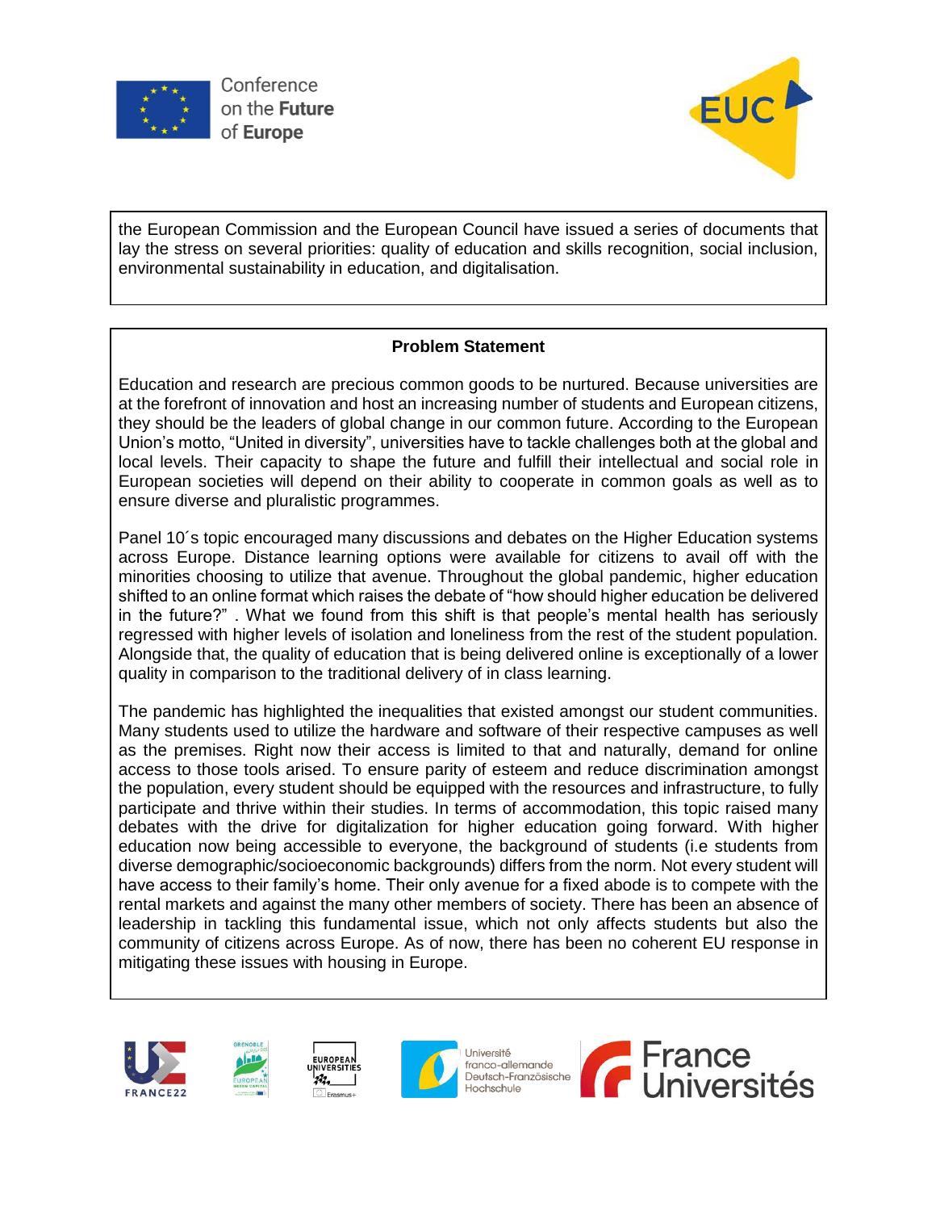the European Commission and the European Council have issued a series of documents that lay the stress on several priorities: quality of education and skills recognition, social inclusion, environmental sustainability in education, and digitalisation.

**Problem Statement**

Education and research are precious common goods to be nurtured. Because universities are at the forefront of innovation and host an increasing number of students and European citizens, they should be the leaders of global change in our common future. According to the European Union's motto, "United in diversity", universities have to tackle challenges both at the global and local levels. Their capacity to shape the future and fulfill their intellectual and social role in European societies will depend on their ability to cooperate in common goals as well as to ensure diverse and pluralistic programmes.

Panel 10´s topic encouraged many discussions and debates on the Higher Education systems across Europe. Distance learning options were available for citizens to avail off with the minorities choosing to utilize that avenue. Throughout the global pandemic, higher education shifted to an online format which raises the debate of "how should higher education be delivered in the future?" . What we found from this shift is that people's mental health has seriously regressed with higher levels of isolation and loneliness from the rest of the student population. Alongside that, the quality of education that is being delivered online is exceptionally of a lower quality in comparison to the traditional delivery of in class learning.

The pandemic has highlighted the inequalities that existed amongst our student communities. Many students used to utilize the hardware and software of their respective campuses as well as the premises. Right now their access is limited to that and naturally, demand for online access to those tools arised. To ensure parity of esteem and reduce discrimination amongst the population, every student should be equipped with the resources and infrastructure, to fully participate and thrive within their studies. In terms of accommodation, this topic raised many debates with the drive for digitalization for higher education going forward. With higher education now being accessible to everyone, the background of students (i.e students from diverse demographic/socioeconomic backgrounds) differs from the norm. Not every student will have access to their family's home. Their only avenue for a fixed abode is to compete with the rental markets and against the many other members of society. There has been an absence of leadership in tackling this fundamental issue, which not only affects students but also the community of citizens across Europe. As of now, there has been no coherent EU response in mitigating these issues with housing in Europe.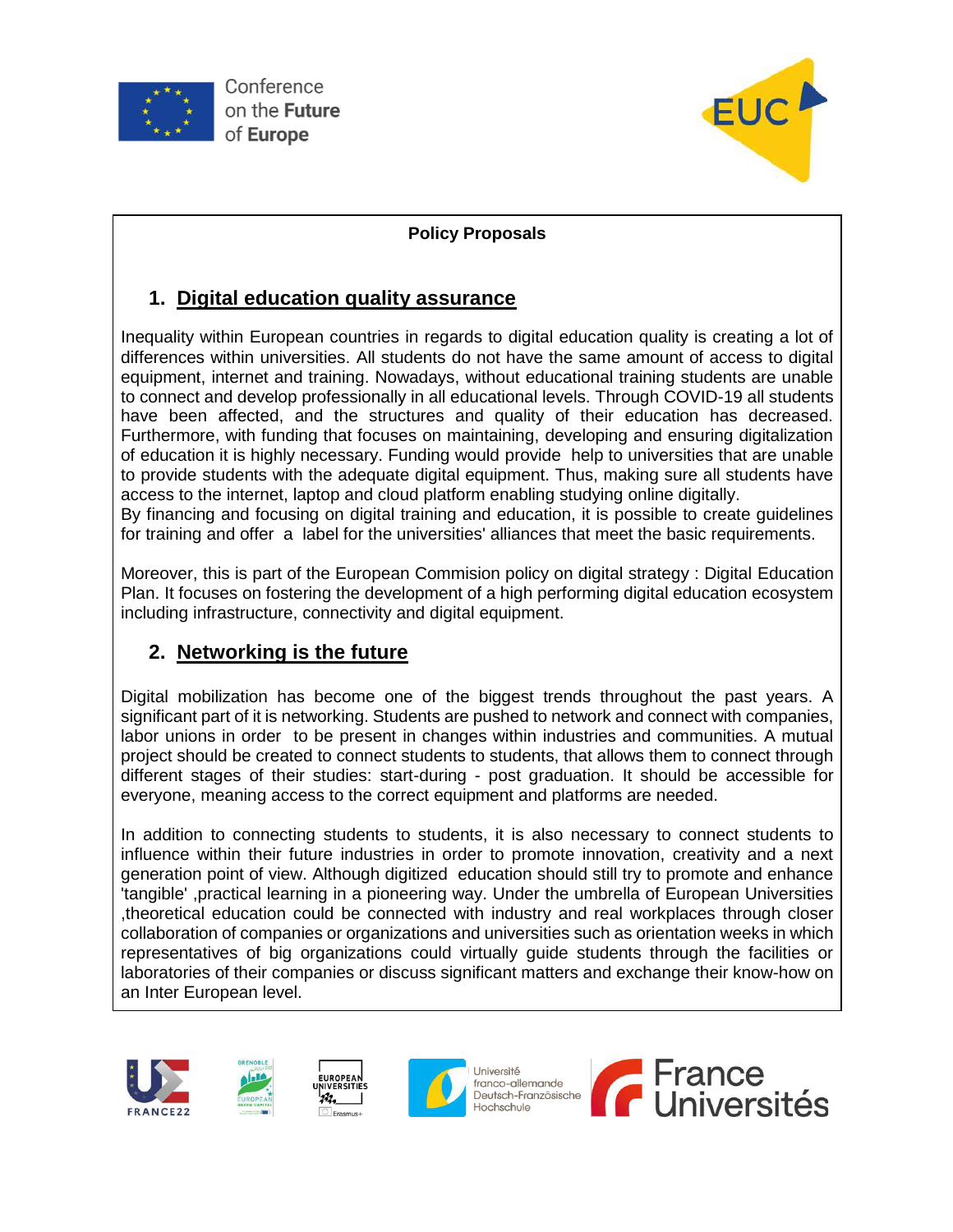**Policy Proposals**

## 1. Digital education quality assurance

Inequality within European countries in regards to digital education quality is creating a lot of differences within universities. All students do not have the same amount of access to digital equipment, internet and training. Nowadays, without educational training students are unable to connect and develop professionally in all educational levels. Through COVID-19 all students have been affected, and the structures and quality of their education has decreased. Furthermore, with funding that focuses on maintaining, developing and ensuring digitalization of education it is highly necessary. Funding would provide help to universities that are unable to provide students with the adequate digital equipment. Thus, making sure all students have access to the internet, laptop and cloud platform enabling studying online digitally.
By financing and focusing on digital training and education, it is possible to create guidelines for training and offer a label for the universities' alliances that meet the basic requirements.

Moreover, this is part of the European Commision policy on digital strategy : Digital Education Plan. It focuses on fostering the development of a high performing digital education ecosystem including infrastructure, connectivity and digital equipment.

## 2. Networking is the future

Digital mobilization has become one of the biggest trends throughout the past years. A significant part of it is networking. Students are pushed to network and connect with companies, labor unions in order to be present in changes within industries and communities. A mutual project should be created to connect students to students, that allows them to connect through different stages of their studies: start-during - post graduation. It should be accessible for everyone, meaning access to the correct equipment and platforms are needed.

In addition to connecting students to students, it is also necessary to connect students to influence within their future industries in order to promote innovation, creativity and a next generation point of view. Although digitized education should still try to promote and enhance 'tangible' ,practical learning in a pioneering way. Under the umbrella of European Universities ,theoretical education could be connected with industry and real workplaces through closer collaboration of companies or organizations and universities such as orientation weeks in which representatives of big organizations could virtually guide students through the facilities or laboratories of their companies or discuss significant matters and exchange their know-how on an Inter European level.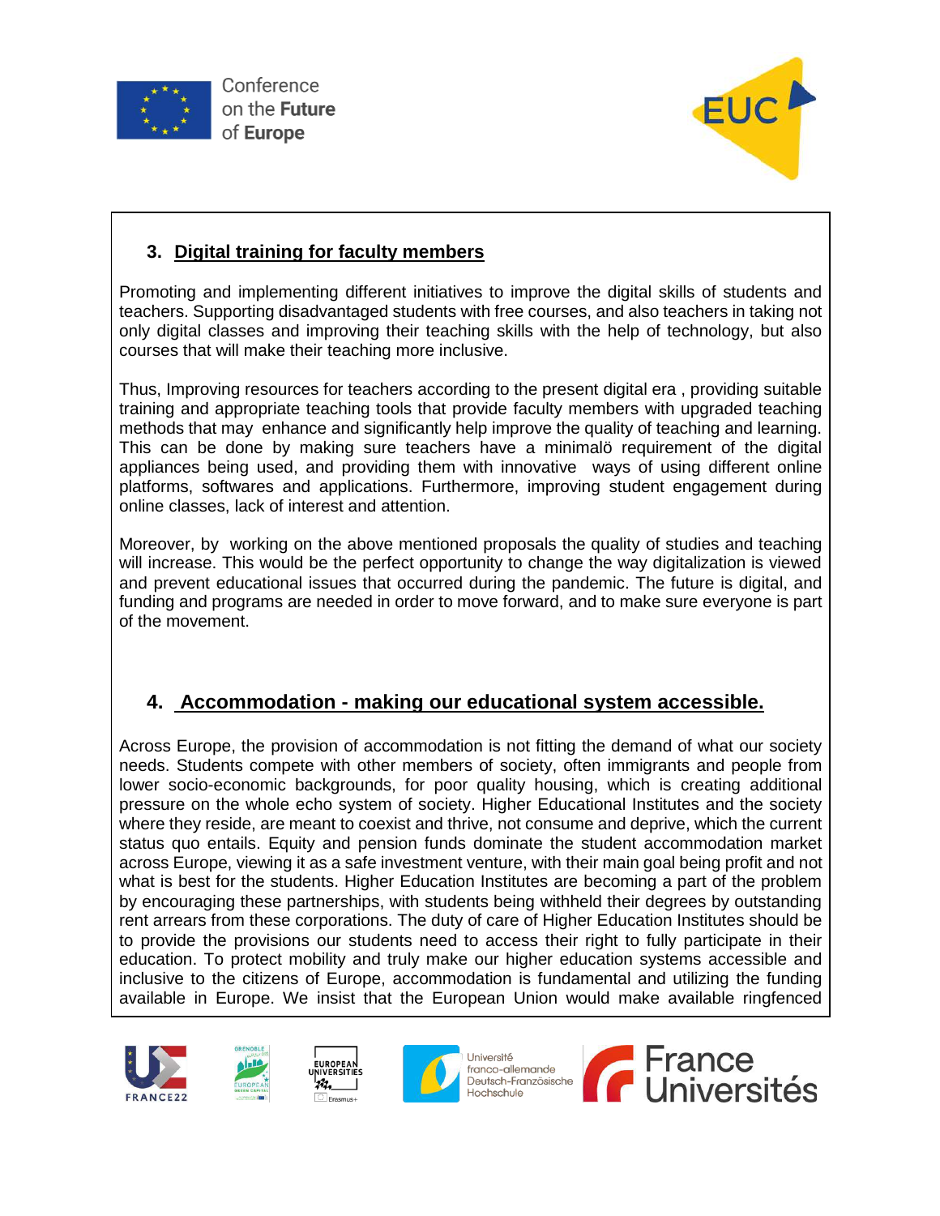## 3. Digital training for faculty members

Promoting and implementing different initiatives to improve the digital skills of students and teachers. Supporting disadvantaged students with free courses, and also teachers in taking not only digital classes and improving their teaching skills with the help of technology, but also courses that will make their teaching more inclusive.

Thus, Improving resources for teachers according to the present digital era , providing suitable training and appropriate teaching tools that provide faculty members with upgraded teaching methods that may enhance and significantly help improve the quality of teaching and learning. This can be done by making sure teachers have a minimalö requirement of the digital appliances being used, and providing them with innovative ways of using different online platforms, softwares and applications. Furthermore, improving student engagement during online classes, lack of interest and attention.

Moreover, by working on the above mentioned proposals the quality of studies and teaching will increase. This would be the perfect opportunity to change the way digitalization is viewed and prevent educational issues that occurred during the pandemic. The future is digital, and funding and programs are needed in order to move forward, and to make sure everyone is part of the movement.

## 4. Accommodation - making our educational system accessible.

Across Europe, the provision of accommodation is not fitting the demand of what our society needs. Students compete with other members of society, often immigrants and people from lower socio-economic backgrounds, for poor quality housing, which is creating additional pressure on the whole echo system of society. Higher Educational Institutes and the society where they reside, are meant to coexist and thrive, not consume and deprive, which the current status quo entails. Equity and pension funds dominate the student accommodation market across Europe, viewing it as a safe investment venture, with their main goal being profit and not what is best for the students. Higher Education Institutes are becoming a part of the problem by encouraging these partnerships, with students being withheld their degrees by outstanding rent arrears from these corporations. The duty of care of Higher Education Institutes should be to provide the provisions our students need to access their right to fully participate in their education. To protect mobility and truly make our higher education systems accessible and inclusive to the citizens of Europe, accommodation is fundamental and utilizing the funding available in Europe. We insist that the European Union would make available ringfenced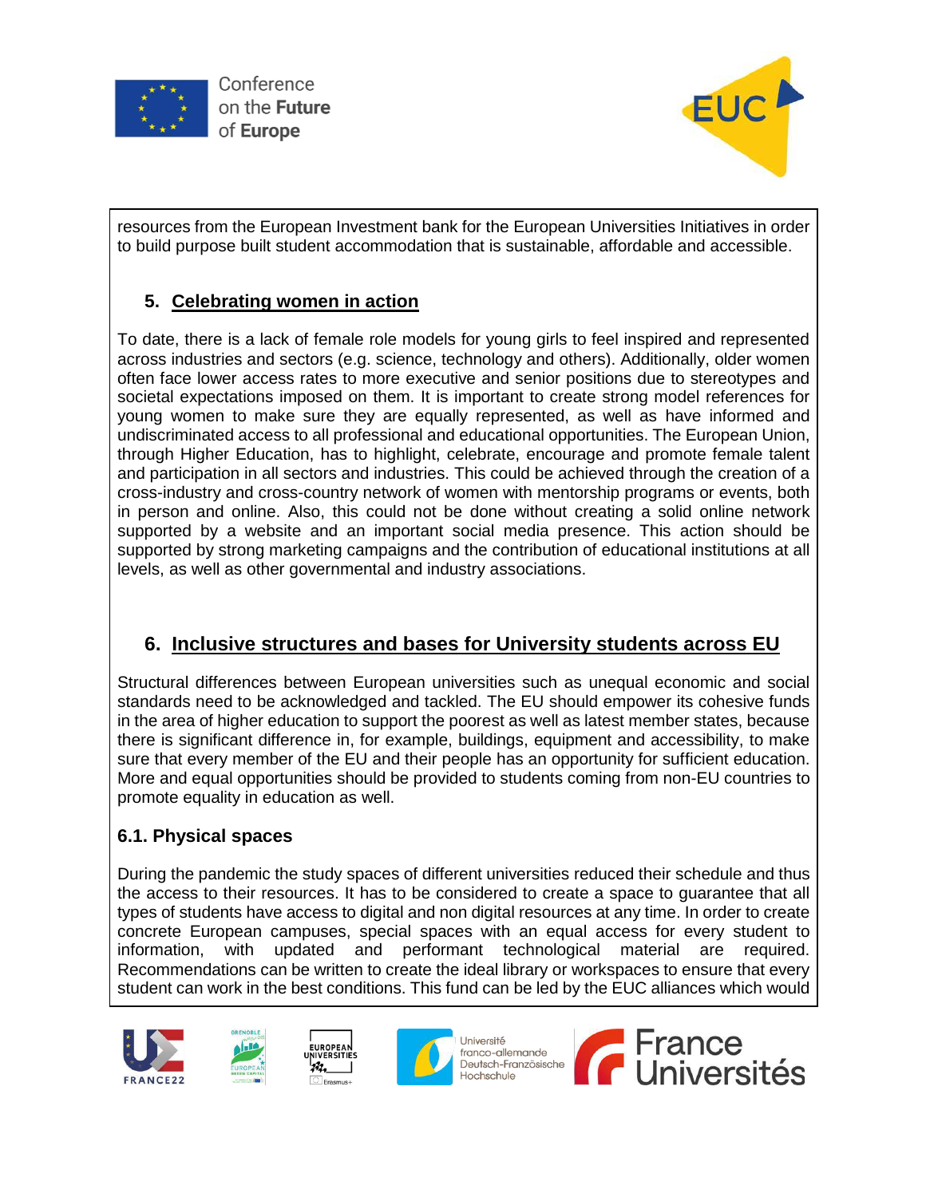resources from the European Investment bank for the European Universities Initiatives in order to build purpose built student accommodation that is sustainable, affordable and accessible.

## 5. Celebrating women in action

To date, there is a lack of female role models for young girls to feel inspired and represented across industries and sectors (e.g. science, technology and others). Additionally, older women often face lower access rates to more executive and senior positions due to stereotypes and societal expectations imposed on them. It is important to create strong model references for young women to make sure they are equally represented, as well as have informed and undiscriminated access to all professional and educational opportunities. The European Union, through Higher Education, has to highlight, celebrate, encourage and promote female talent and participation in all sectors and industries. This could be achieved through the creation of a cross-industry and cross-country network of women with mentorship programs or events, both in person and online. Also, this could not be done without creating a solid online network supported by a website and an important social media presence. This action should be supported by strong marketing campaigns and the contribution of educational institutions at all levels, as well as other governmental and industry associations.

## 6. Inclusive structures and bases for University students across EU

Structural differences between European universities such as unequal economic and social standards need to be acknowledged and tackled. The EU should empower its cohesive funds in the area of higher education to support the poorest as well as latest member states, because there is significant difference in, for example, buildings, equipment and accessibility, to make sure that every member of the EU and their people has an opportunity for sufficient education. More and equal opportunities should be provided to students coming from non-EU countries to promote equality in education as well.

### 6.1. Physical spaces

During the pandemic the study spaces of different universities reduced their schedule and thus the access to their resources. It has to be considered to create a space to guarantee that all types of students have access to digital and non digital resources at any time. In order to create concrete European campuses, special spaces with an equal access for every student to information, with updated and performant technological material are required. Recommendations can be written to create the ideal library or workspaces to ensure that every student can work in the best conditions. This fund can be led by the EUC alliances which would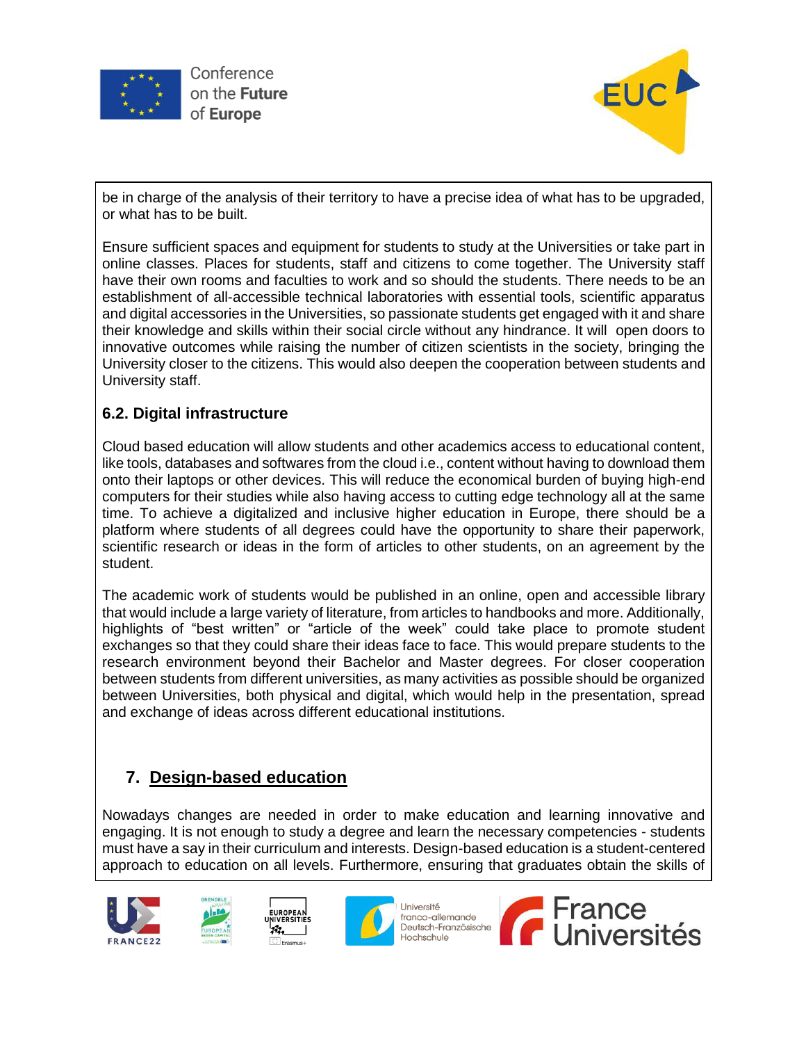be in charge of the analysis of their territory to have a precise idea of what has to be upgraded, or what has to be built.

Ensure sufficient spaces and equipment for students to study at the Universities or take part in online classes. Places for students, staff and citizens to come together. The University staff have their own rooms and faculties to work and so should the students. There needs to be an establishment of all-accessible technical laboratories with essential tools, scientific apparatus and digital accessories in the Universities, so passionate students get engaged with it and share their knowledge and skills within their social circle without any hindrance. It will open doors to innovative outcomes while raising the number of citizen scientists in the society, bringing the University closer to the citizens. This would also deepen the cooperation between students and University staff.

### 6.2. Digital infrastructure

Cloud based education will allow students and other academics access to educational content, like tools, databases and softwares from the cloud i.e., content without having to download them onto their laptops or other devices. This will reduce the economical burden of buying high-end computers for their studies while also having access to cutting edge technology all at the same time. To achieve a digitalized and inclusive higher education in Europe, there should be a platform where students of all degrees could have the opportunity to share their paperwork, scientific research or ideas in the form of articles to other students, on an agreement by the student.

The academic work of students would be published in an online, open and accessible library that would include a large variety of literature, from articles to handbooks and more. Additionally, highlights of "best written" or "article of the week" could take place to promote student exchanges so that they could share their ideas face to face. This would prepare students to the research environment beyond their Bachelor and Master degrees. For closer cooperation between students from different universities, as many activities as possible should be organized between Universities, both physical and digital, which would help in the presentation, spread and exchange of ideas across different educational institutions.

## 7. Design-based education

Nowadays changes are needed in order to make education and learning innovative and engaging. It is not enough to study a degree and learn the necessary competencies - students must have a say in their curriculum and interests. Design-based education is a student-centered approach to education on all levels. Furthermore, ensuring that graduates obtain the skills of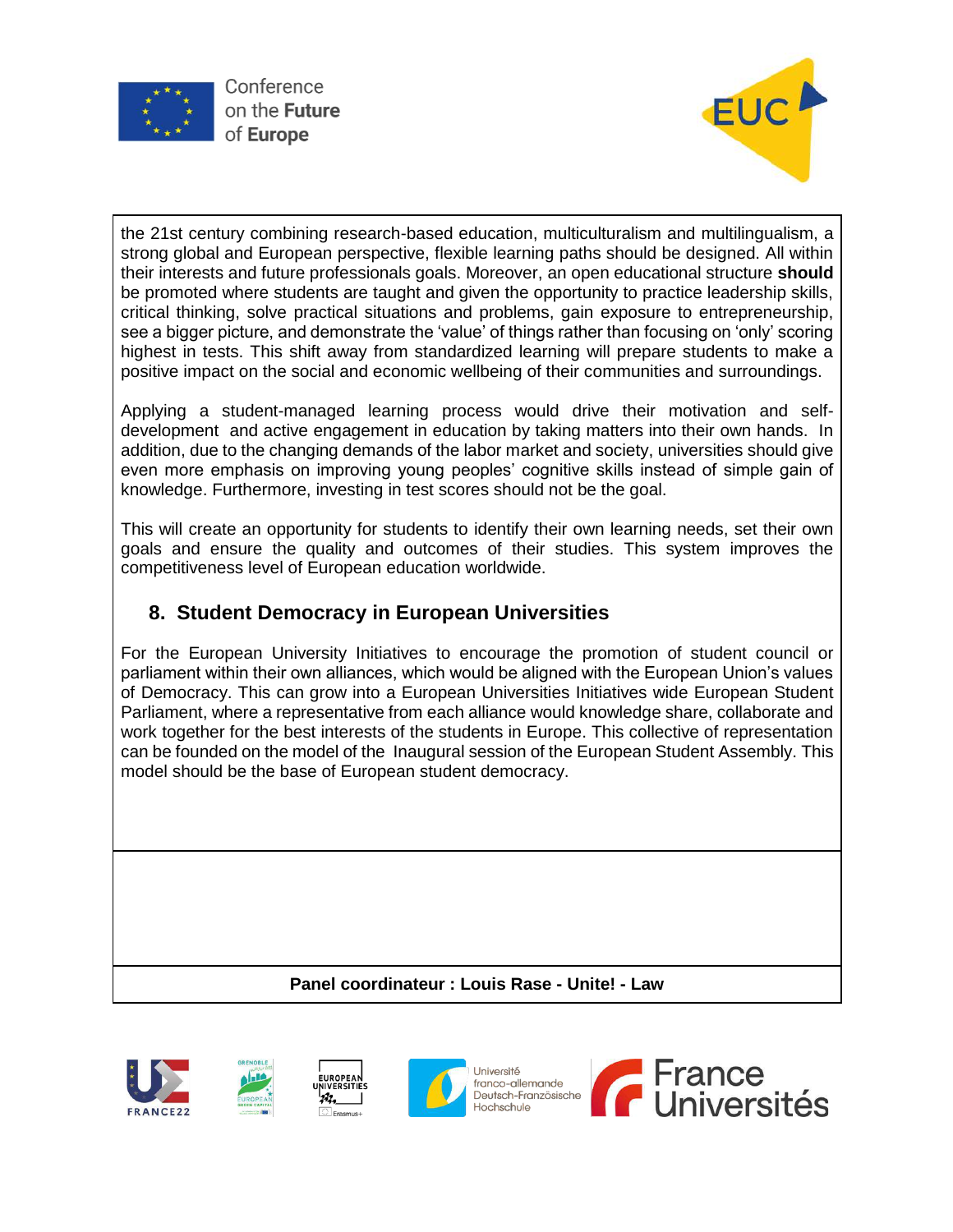the 21st century combining research-based education, multiculturalism and multilingualism, a strong global and European perspective, flexible learning paths should be designed. All within their interests and future professionals goals. Moreover, an open educational structure **should** be promoted where students are taught and given the opportunity to practice leadership skills, critical thinking, solve practical situations and problems, gain exposure to entrepreneurship, see a bigger picture, and demonstrate the 'value' of things rather than focusing on 'only' scoring highest in tests. This shift away from standardized learning will prepare students to make a positive impact on the social and economic wellbeing of their communities and surroundings.

Applying a student-managed learning process would drive their motivation and self-development and active engagement in education by taking matters into their own hands. In addition, due to the changing demands of the labor market and society, universities should give even more emphasis on improving young peoples' cognitive skills instead of simple gain of knowledge. Furthermore, investing in test scores should not be the goal.

This will create an opportunity for students to identify their own learning needs, set their own goals and ensure the quality and outcomes of their studies. This system improves the competitiveness level of European education worldwide.

## 8. Student Democracy in European Universities

For the European University Initiatives to encourage the promotion of student council or parliament within their own alliances, which would be aligned with the European Union's values of Democracy. This can grow into a European Universities Initiatives wide European Student Parliament, where a representative from each alliance would knowledge share, collaborate and work together for the best interests of the students in Europe. This collective of representation can be founded on the model of the Inaugural session of the European Student Assembly. This model should be the base of European student democracy.

**Panel coordinateur : Louis Rase - Unite! - Law**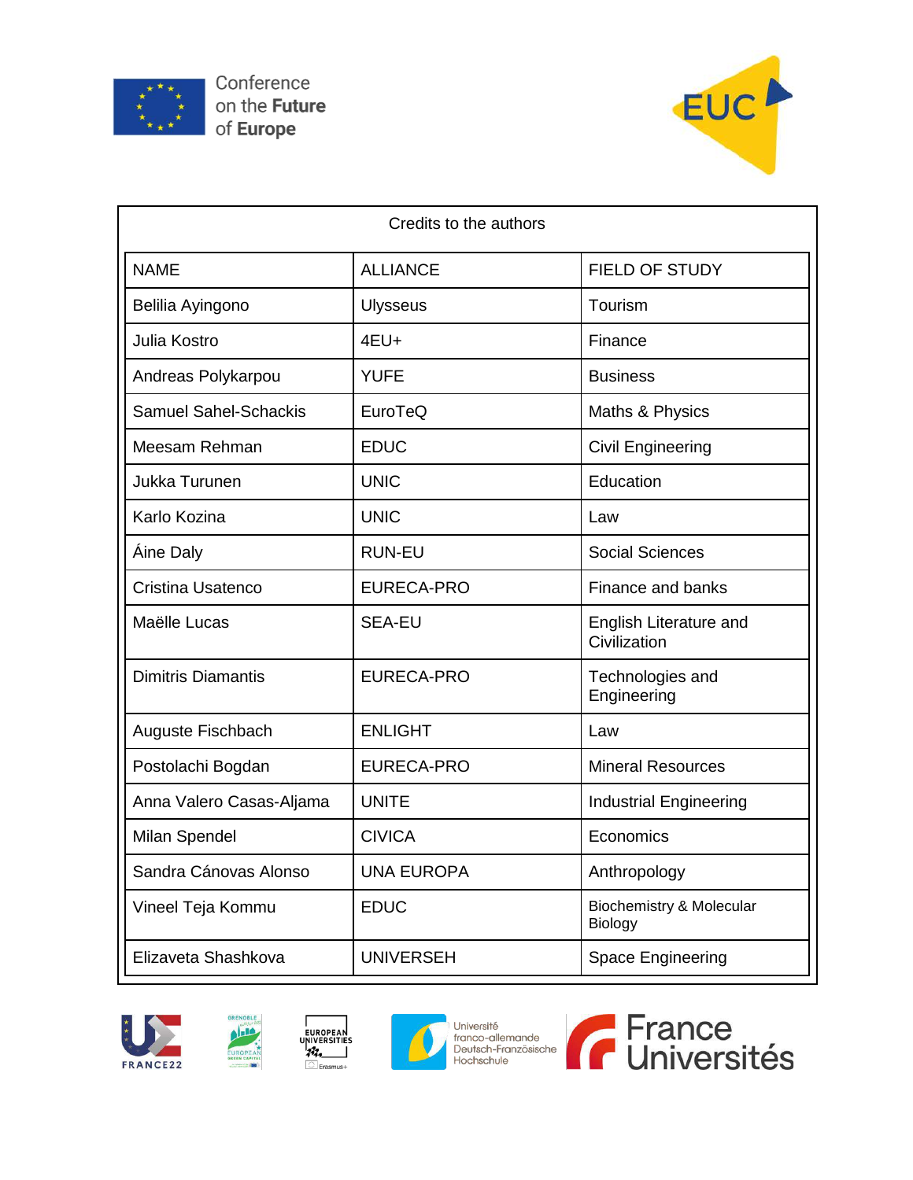Conference on the Future of Europe

EUC

Credits to the authors

| NAME | ALLIANCE | FIELD OF STUDY |
| --- | --- | --- |
| Belilia Ayingono | Ulysseus | Tourism |
| Julia Kostro | 4EU+ | Finance |
| Andreas Polykarpou | YUFE | Business |
| Samuel Sahel-Schackis | EuroTeQ | Maths & Physics |
| Meesam Rehman | EDUC | Civil Engineering |
| Jukka Turunen | UNIC | Education |
| Karlo Kozina | UNIC | Law |
| Áine Daly | RUN-EU | Social Sciences |
| Cristina Usatenco | EURECA-PRO | Finance and banks |
| Maëlle Lucas | SEA-EU | English Literature and Civilization |
| Dimitris Diamantis | EURECA-PRO | Technologies and Engineering |
| Auguste Fischbach | ENLIGHT | Law |
| Postolachi Bogdan | EURECA-PRO | Mineral Resources |
| Anna Valero Casas-Aljama | UNITE | Industrial Engineering |
| Milan Spendel | CIVICA | Economics |
| Sandra Cánovas Alonso | UNA EUROPA | Anthropology |
| Vineel Teja Kommu | EDUC | Biochemistry & Molecular Biology |
| Elizaveta Shashkova | UNIVERSEH | Space Engineering |

FRANCE22 · Grenoble European Green Capital · European Universities Erasmus+ · Université franco-allemande Deutsch-Französische Hochschule · France Universités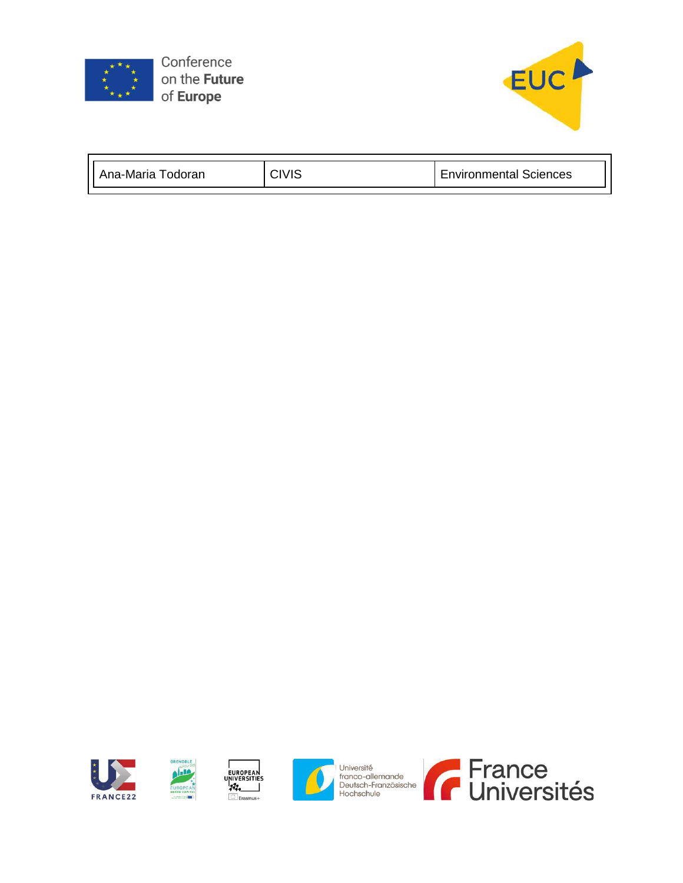| | | |
|---|---|---|
| Ana-Maria Todoran | CIVIS | Environmental Sciences |